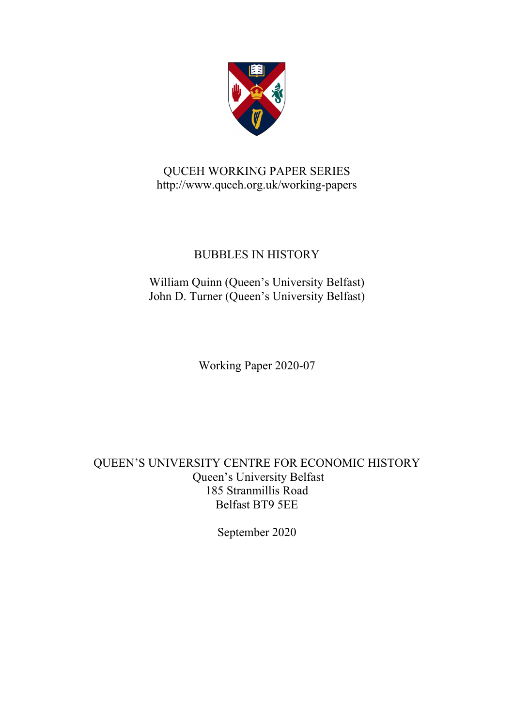QUCEH WORKING PAPER SERIES
http://www.quceh.org.uk/working-papers

# BUBBLES IN HISTORY

William Quinn (Queen's University Belfast)
John D. Turner (Queen's University Belfast)

Working Paper 2020-07

QUEEN'S UNIVERSITY CENTRE FOR ECONOMIC HISTORY
Queen's University Belfast
185 Stranmillis Road
Belfast BT9 5EE

September 2020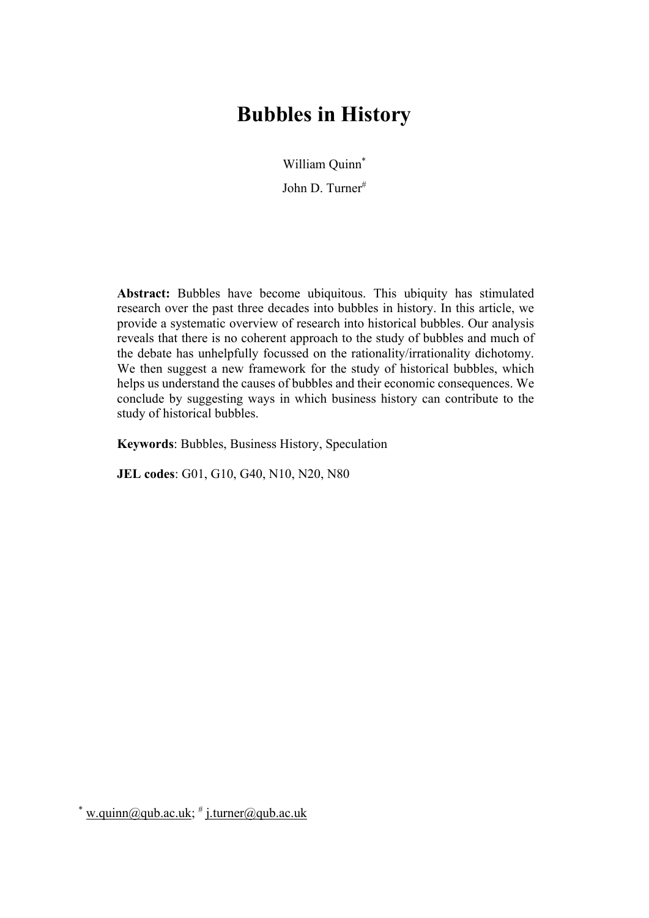# Bubbles in History

William Quinn[*]

John D. Turner[#]

**Abstract:** Bubbles have become ubiquitous. This ubiquity has stimulated research over the past three decades into bubbles in history. In this article, we provide a systematic overview of research into historical bubbles. Our analysis reveals that there is no coherent approach to the study of bubbles and much of the debate has unhelpfully focussed on the rationality/irrationality dichotomy. We then suggest a new framework for the study of historical bubbles, which helps us understand the causes of bubbles and their economic consequences. We conclude by suggesting ways in which business history can contribute to the study of historical bubbles.

**Keywords**: Bubbles, Business History, Speculation

**JEL codes**: G01, G10, G40, N10, N20, N80

[*] w.quinn@qub.ac.uk; [#] j.turner@qub.ac.uk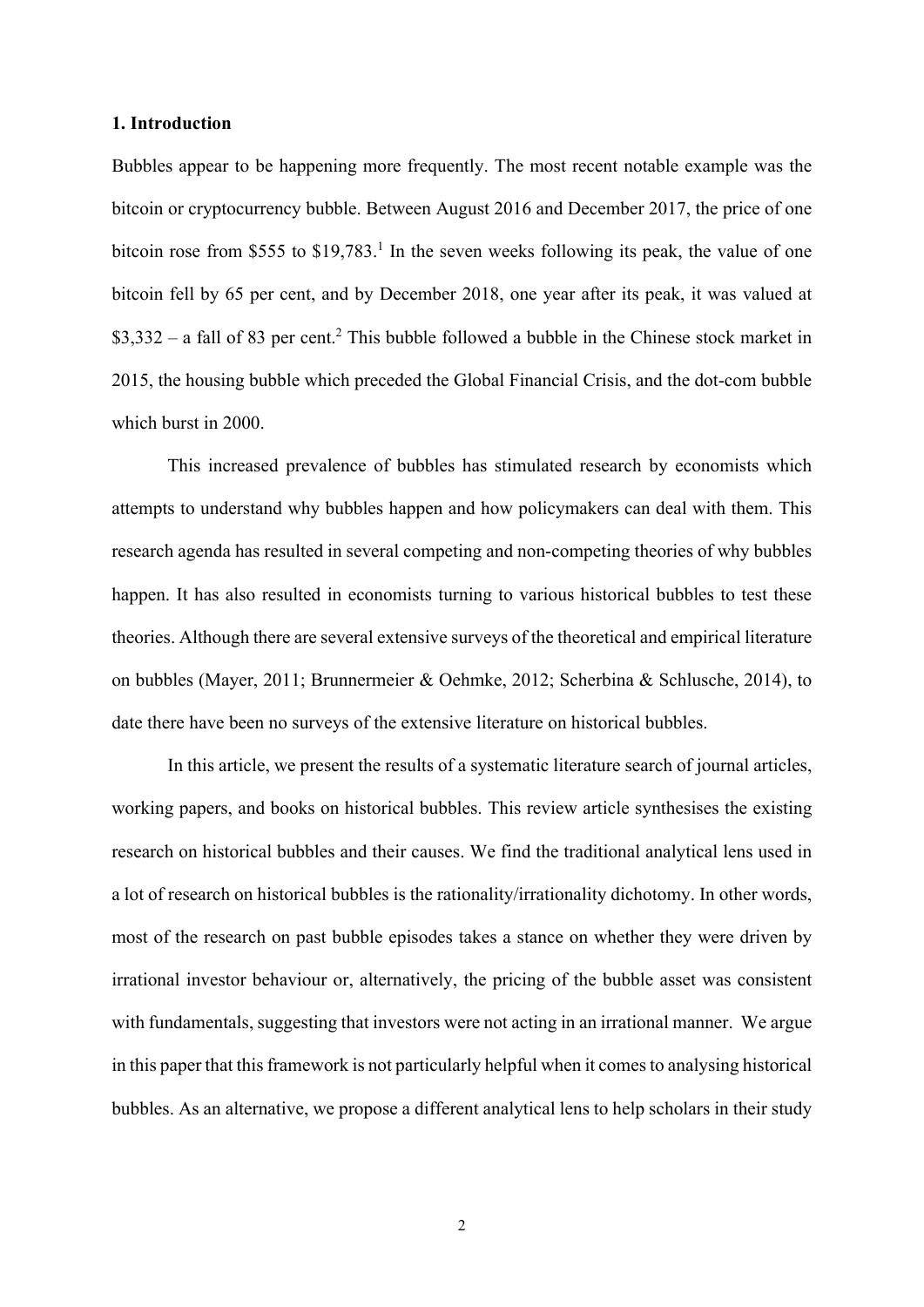## 1. Introduction

Bubbles appear to be happening more frequently. The most recent notable example was the bitcoin or cryptocurrency bubble. Between August 2016 and December 2017, the price of one bitcoin rose from $555 to $19,783.[1] In the seven weeks following its peak, the value of one bitcoin fell by 65 per cent, and by December 2018, one year after its peak, it was valued at $3,332 – a fall of 83 per cent.[2] This bubble followed a bubble in the Chinese stock market in 2015, the housing bubble which preceded the Global Financial Crisis, and the dot-com bubble which burst in 2000.

This increased prevalence of bubbles has stimulated research by economists which attempts to understand why bubbles happen and how policymakers can deal with them. This research agenda has resulted in several competing and non-competing theories of why bubbles happen. It has also resulted in economists turning to various historical bubbles to test these theories. Although there are several extensive surveys of the theoretical and empirical literature on bubbles (Mayer, 2011; Brunnermeier & Oehmke, 2012; Scherbina & Schlusche, 2014), to date there have been no surveys of the extensive literature on historical bubbles.

In this article, we present the results of a systematic literature search of journal articles, working papers, and books on historical bubbles. This review article synthesises the existing research on historical bubbles and their causes. We find the traditional analytical lens used in a lot of research on historical bubbles is the rationality/irrationality dichotomy. In other words, most of the research on past bubble episodes takes a stance on whether they were driven by irrational investor behaviour or, alternatively, the pricing of the bubble asset was consistent with fundamentals, suggesting that investors were not acting in an irrational manner. We argue in this paper that this framework is not particularly helpful when it comes to analysing historical bubbles. As an alternative, we propose a different analytical lens to help scholars in their study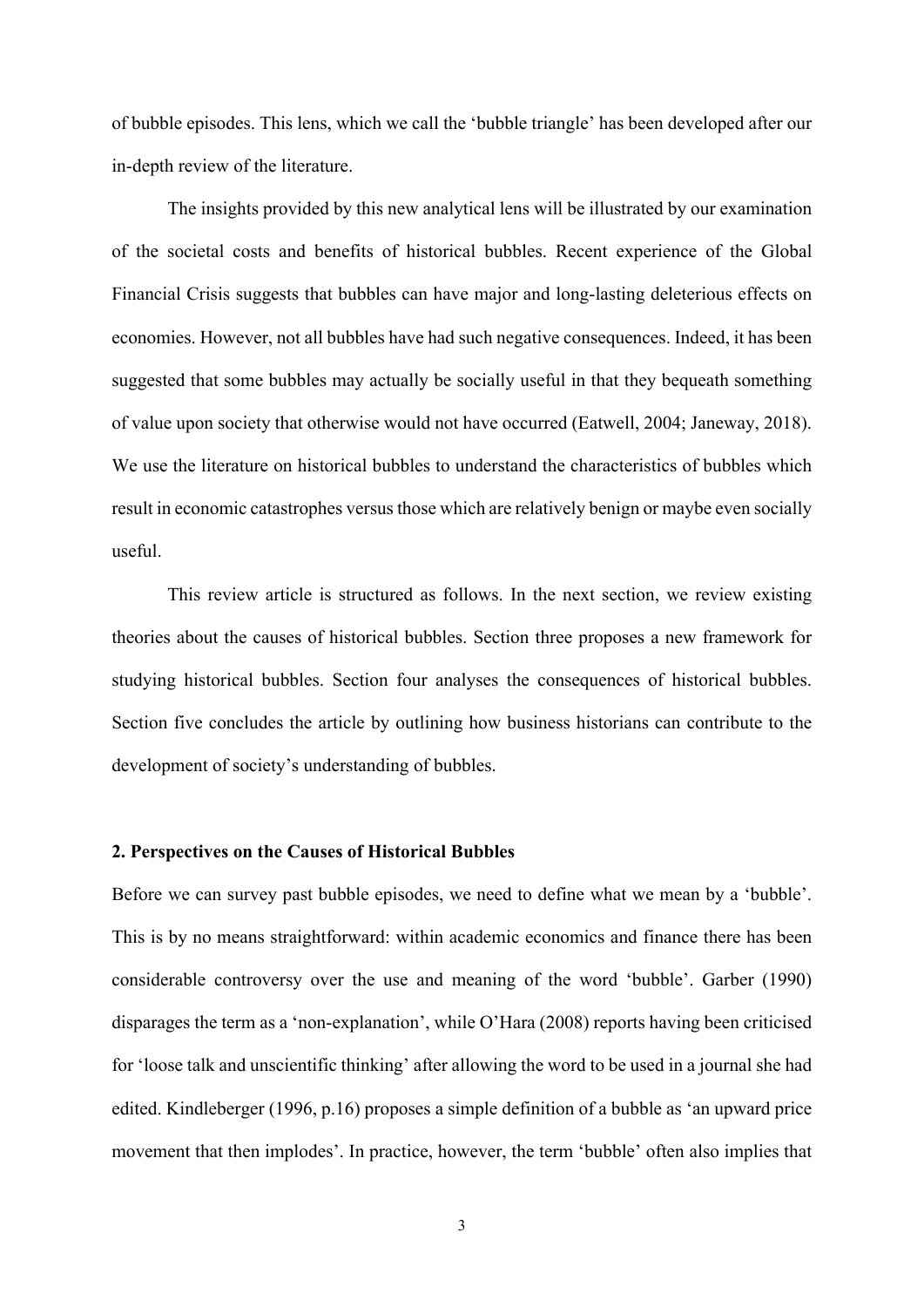of bubble episodes. This lens, which we call the 'bubble triangle' has been developed after our in-depth review of the literature.

The insights provided by this new analytical lens will be illustrated by our examination of the societal costs and benefits of historical bubbles. Recent experience of the Global Financial Crisis suggests that bubbles can have major and long-lasting deleterious effects on economies. However, not all bubbles have had such negative consequences. Indeed, it has been suggested that some bubbles may actually be socially useful in that they bequeath something of value upon society that otherwise would not have occurred (Eatwell, 2004; Janeway, 2018). We use the literature on historical bubbles to understand the characteristics of bubbles which result in economic catastrophes versus those which are relatively benign or maybe even socially useful.

This review article is structured as follows. In the next section, we review existing theories about the causes of historical bubbles. Section three proposes a new framework for studying historical bubbles. Section four analyses the consequences of historical bubbles. Section five concludes the article by outlining how business historians can contribute to the development of society's understanding of bubbles.

## 2. Perspectives on the Causes of Historical Bubbles

Before we can survey past bubble episodes, we need to define what we mean by a 'bubble'. This is by no means straightforward: within academic economics and finance there has been considerable controversy over the use and meaning of the word 'bubble'. Garber (1990) disparages the term as a 'non-explanation', while O'Hara (2008) reports having been criticised for 'loose talk and unscientific thinking' after allowing the word to be used in a journal she had edited. Kindleberger (1996, p.16) proposes a simple definition of a bubble as 'an upward price movement that then implodes'. In practice, however, the term 'bubble' often also implies that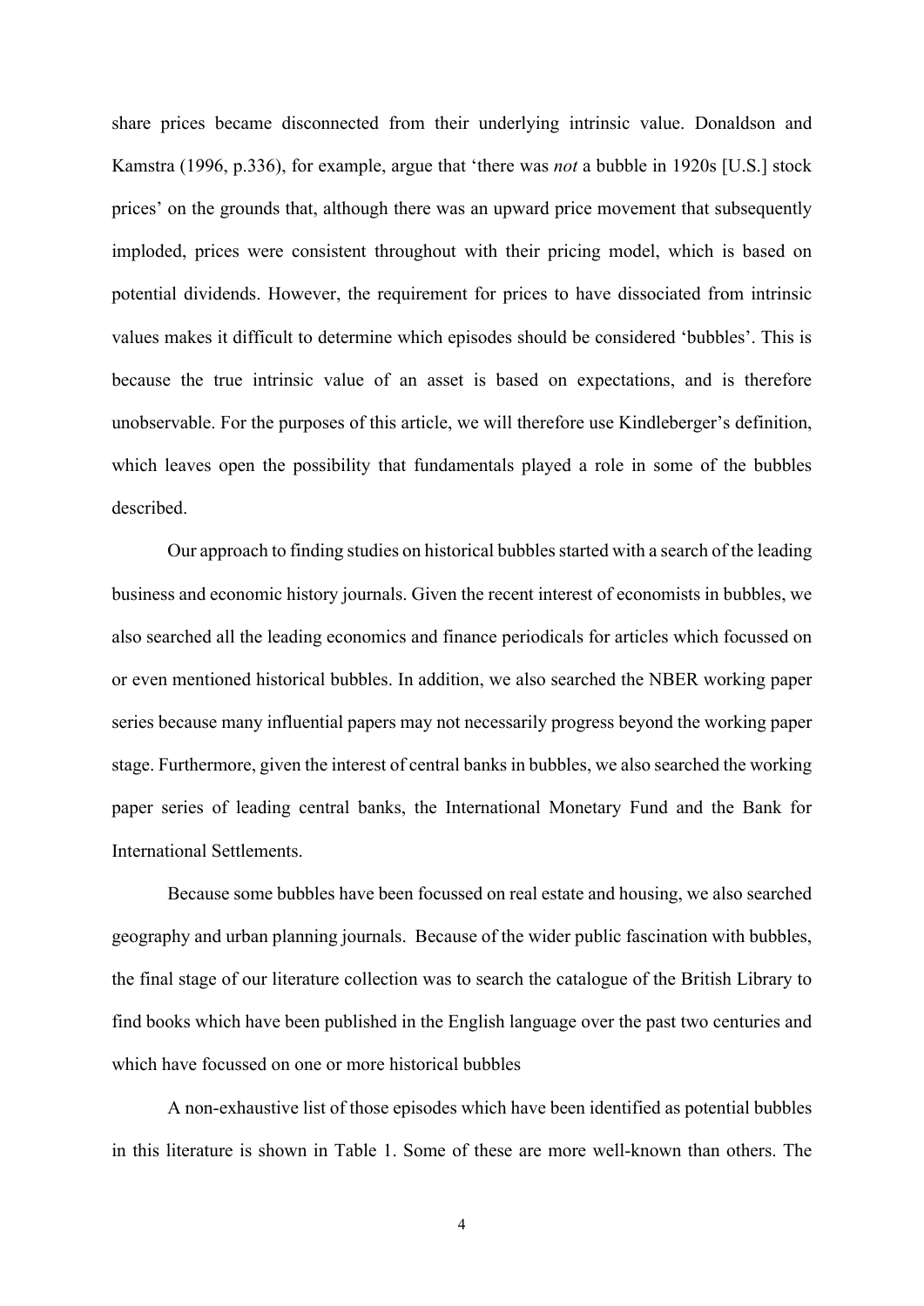share prices became disconnected from their underlying intrinsic value. Donaldson and Kamstra (1996, p.336), for example, argue that 'there was *not* a bubble in 1920s [U.S.] stock prices' on the grounds that, although there was an upward price movement that subsequently imploded, prices were consistent throughout with their pricing model, which is based on potential dividends. However, the requirement for prices to have dissociated from intrinsic values makes it difficult to determine which episodes should be considered 'bubbles'. This is because the true intrinsic value of an asset is based on expectations, and is therefore unobservable. For the purposes of this article, we will therefore use Kindleberger's definition, which leaves open the possibility that fundamentals played a role in some of the bubbles described.

Our approach to finding studies on historical bubbles started with a search of the leading business and economic history journals. Given the recent interest of economists in bubbles, we also searched all the leading economics and finance periodicals for articles which focussed on or even mentioned historical bubbles. In addition, we also searched the NBER working paper series because many influential papers may not necessarily progress beyond the working paper stage. Furthermore, given the interest of central banks in bubbles, we also searched the working paper series of leading central banks, the International Monetary Fund and the Bank for International Settlements.

Because some bubbles have been focussed on real estate and housing, we also searched geography and urban planning journals. Because of the wider public fascination with bubbles, the final stage of our literature collection was to search the catalogue of the British Library to find books which have been published in the English language over the past two centuries and which have focussed on one or more historical bubbles

A non-exhaustive list of those episodes which have been identified as potential bubbles in this literature is shown in Table 1. Some of these are more well-known than others. The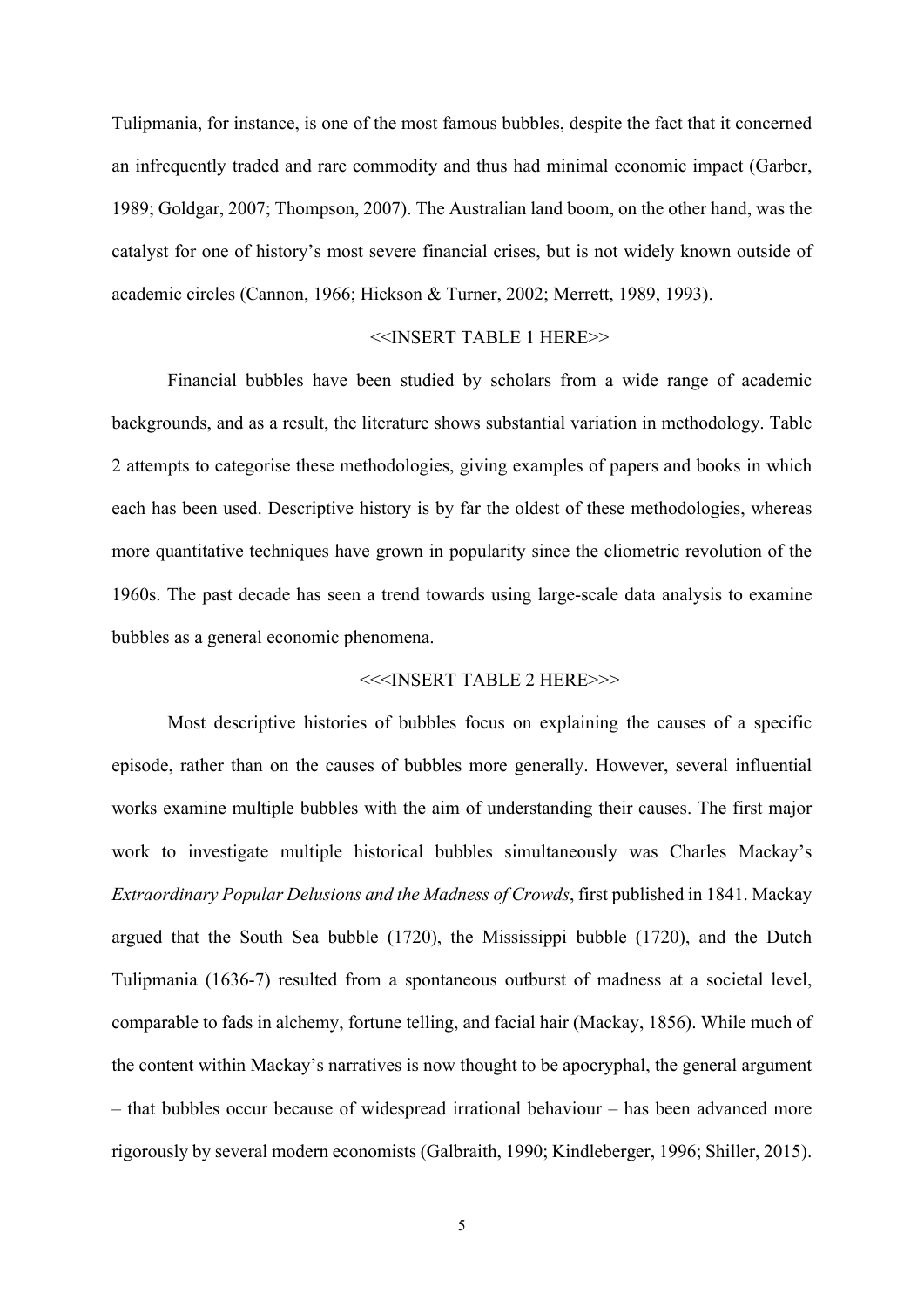Tulipmania, for instance, is one of the most famous bubbles, despite the fact that it concerned an infrequently traded and rare commodity and thus had minimal economic impact (Garber, 1989; Goldgar, 2007; Thompson, 2007). The Australian land boom, on the other hand, was the catalyst for one of history's most severe financial crises, but is not widely known outside of academic circles (Cannon, 1966; Hickson & Turner, 2002; Merrett, 1989, 1993).

<<INSERT TABLE 1 HERE>>

Financial bubbles have been studied by scholars from a wide range of academic backgrounds, and as a result, the literature shows substantial variation in methodology. Table 2 attempts to categorise these methodologies, giving examples of papers and books in which each has been used. Descriptive history is by far the oldest of these methodologies, whereas more quantitative techniques have grown in popularity since the cliometric revolution of the 1960s. The past decade has seen a trend towards using large-scale data analysis to examine bubbles as a general economic phenomena.

<<<INSERT TABLE 2 HERE>>>

Most descriptive histories of bubbles focus on explaining the causes of a specific episode, rather than on the causes of bubbles more generally. However, several influential works examine multiple bubbles with the aim of understanding their causes. The first major work to investigate multiple historical bubbles simultaneously was Charles Mackay's *Extraordinary Popular Delusions and the Madness of Crowds*, first published in 1841. Mackay argued that the South Sea bubble (1720), the Mississippi bubble (1720), and the Dutch Tulipmania (1636-7) resulted from a spontaneous outburst of madness at a societal level, comparable to fads in alchemy, fortune telling, and facial hair (Mackay, 1856). While much of the content within Mackay's narratives is now thought to be apocryphal, the general argument – that bubbles occur because of widespread irrational behaviour – has been advanced more rigorously by several modern economists (Galbraith, 1990; Kindleberger, 1996; Shiller, 2015).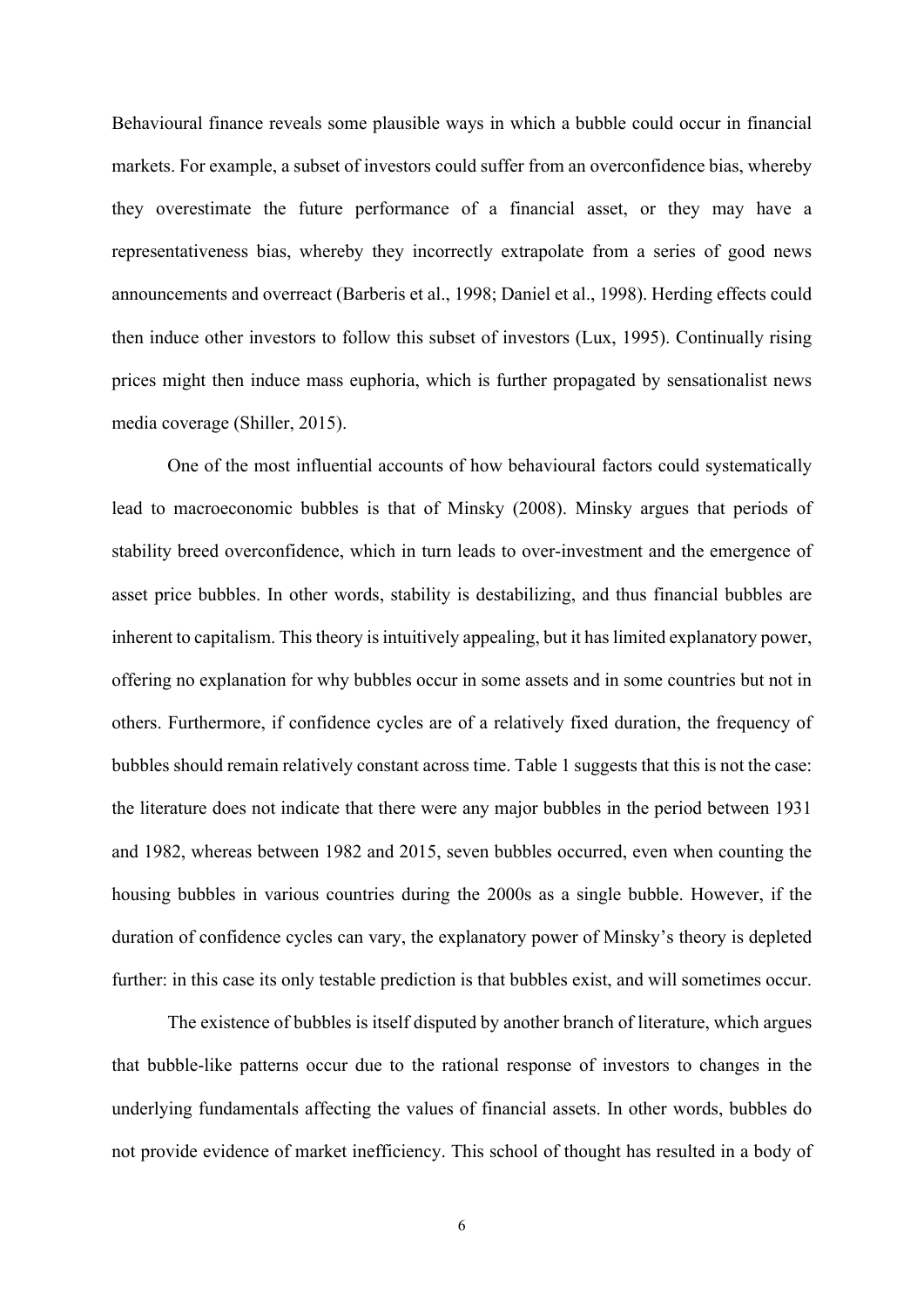Behavioural finance reveals some plausible ways in which a bubble could occur in financial markets. For example, a subset of investors could suffer from an overconfidence bias, whereby they overestimate the future performance of a financial asset, or they may have a representativeness bias, whereby they incorrectly extrapolate from a series of good news announcements and overreact (Barberis et al., 1998; Daniel et al., 1998). Herding effects could then induce other investors to follow this subset of investors (Lux, 1995). Continually rising prices might then induce mass euphoria, which is further propagated by sensationalist news media coverage (Shiller, 2015).

One of the most influential accounts of how behavioural factors could systematically lead to macroeconomic bubbles is that of Minsky (2008). Minsky argues that periods of stability breed overconfidence, which in turn leads to over-investment and the emergence of asset price bubbles. In other words, stability is destabilizing, and thus financial bubbles are inherent to capitalism. This theory is intuitively appealing, but it has limited explanatory power, offering no explanation for why bubbles occur in some assets and in some countries but not in others. Furthermore, if confidence cycles are of a relatively fixed duration, the frequency of bubbles should remain relatively constant across time. Table 1 suggests that this is not the case: the literature does not indicate that there were any major bubbles in the period between 1931 and 1982, whereas between 1982 and 2015, seven bubbles occurred, even when counting the housing bubbles in various countries during the 2000s as a single bubble. However, if the duration of confidence cycles can vary, the explanatory power of Minsky's theory is depleted further: in this case its only testable prediction is that bubbles exist, and will sometimes occur.

The existence of bubbles is itself disputed by another branch of literature, which argues that bubble-like patterns occur due to the rational response of investors to changes in the underlying fundamentals affecting the values of financial assets. In other words, bubbles do not provide evidence of market inefficiency. This school of thought has resulted in a body of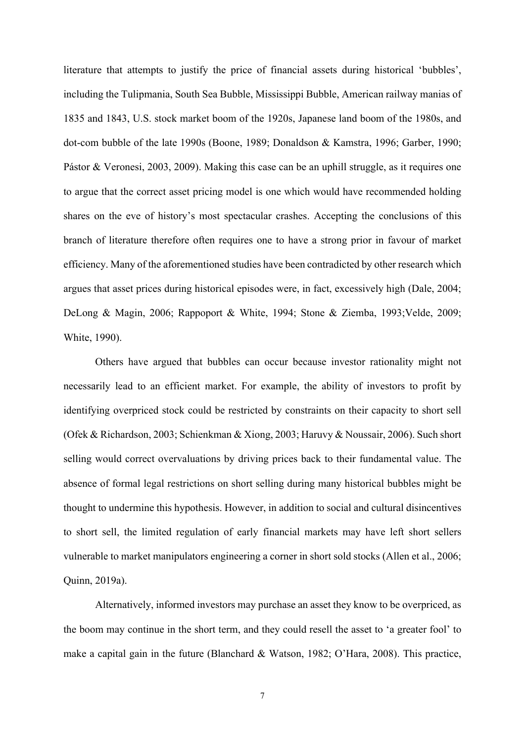literature that attempts to justify the price of financial assets during historical 'bubbles', including the Tulipmania, South Sea Bubble, Mississippi Bubble, American railway manias of 1835 and 1843, U.S. stock market boom of the 1920s, Japanese land boom of the 1980s, and dot-com bubble of the late 1990s (Boone, 1989; Donaldson & Kamstra, 1996; Garber, 1990; Pástor & Veronesi, 2003, 2009). Making this case can be an uphill struggle, as it requires one to argue that the correct asset pricing model is one which would have recommended holding shares on the eve of history's most spectacular crashes. Accepting the conclusions of this branch of literature therefore often requires one to have a strong prior in favour of market efficiency. Many of the aforementioned studies have been contradicted by other research which argues that asset prices during historical episodes were, in fact, excessively high (Dale, 2004; DeLong & Magin, 2006; Rappoport & White, 1994; Stone & Ziemba, 1993;Velde, 2009; White, 1990).

Others have argued that bubbles can occur because investor rationality might not necessarily lead to an efficient market. For example, the ability of investors to profit by identifying overpriced stock could be restricted by constraints on their capacity to short sell (Ofek & Richardson, 2003; Schienkman & Xiong, 2003; Haruvy & Noussair, 2006). Such short selling would correct overvaluations by driving prices back to their fundamental value. The absence of formal legal restrictions on short selling during many historical bubbles might be thought to undermine this hypothesis. However, in addition to social and cultural disincentives to short sell, the limited regulation of early financial markets may have left short sellers vulnerable to market manipulators engineering a corner in short sold stocks (Allen et al., 2006; Quinn, 2019a).

Alternatively, informed investors may purchase an asset they know to be overpriced, as the boom may continue in the short term, and they could resell the asset to 'a greater fool' to make a capital gain in the future (Blanchard & Watson, 1982; O'Hara, 2008). This practice,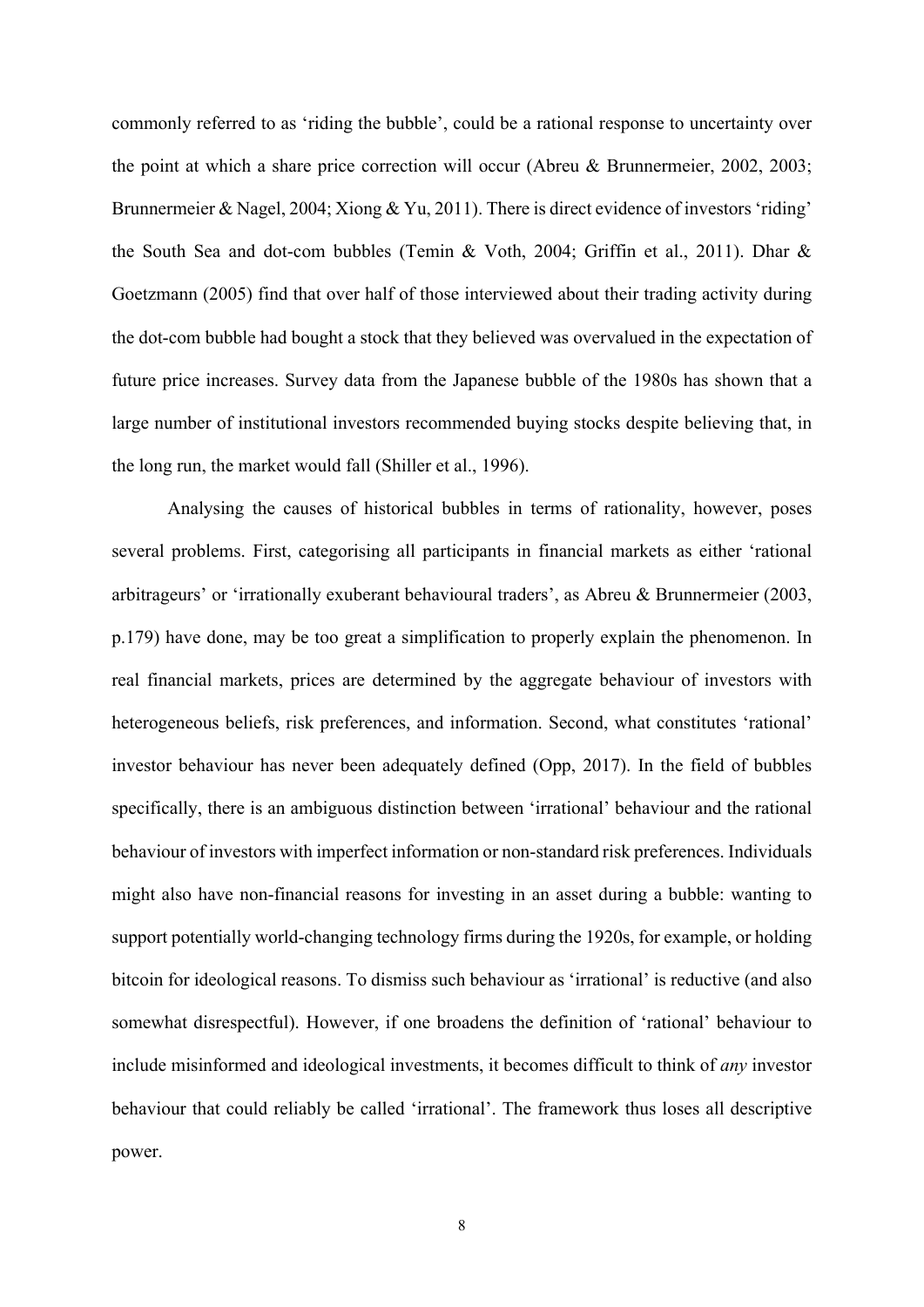commonly referred to as 'riding the bubble', could be a rational response to uncertainty over the point at which a share price correction will occur (Abreu & Brunnermeier, 2002, 2003; Brunnermeier & Nagel, 2004; Xiong & Yu, 2011). There is direct evidence of investors 'riding' the South Sea and dot-com bubbles (Temin & Voth, 2004; Griffin et al., 2011). Dhar & Goetzmann (2005) find that over half of those interviewed about their trading activity during the dot-com bubble had bought a stock that they believed was overvalued in the expectation of future price increases. Survey data from the Japanese bubble of the 1980s has shown that a large number of institutional investors recommended buying stocks despite believing that, in the long run, the market would fall (Shiller et al., 1996).

Analysing the causes of historical bubbles in terms of rationality, however, poses several problems. First, categorising all participants in financial markets as either 'rational arbitrageurs' or 'irrationally exuberant behavioural traders', as Abreu & Brunnermeier (2003, p.179) have done, may be too great a simplification to properly explain the phenomenon. In real financial markets, prices are determined by the aggregate behaviour of investors with heterogeneous beliefs, risk preferences, and information. Second, what constitutes 'rational' investor behaviour has never been adequately defined (Opp, 2017). In the field of bubbles specifically, there is an ambiguous distinction between 'irrational' behaviour and the rational behaviour of investors with imperfect information or non-standard risk preferences. Individuals might also have non-financial reasons for investing in an asset during a bubble: wanting to support potentially world-changing technology firms during the 1920s, for example, or holding bitcoin for ideological reasons. To dismiss such behaviour as 'irrational' is reductive (and also somewhat disrespectful). However, if one broadens the definition of 'rational' behaviour to include misinformed and ideological investments, it becomes difficult to think of *any* investor behaviour that could reliably be called 'irrational'. The framework thus loses all descriptive power.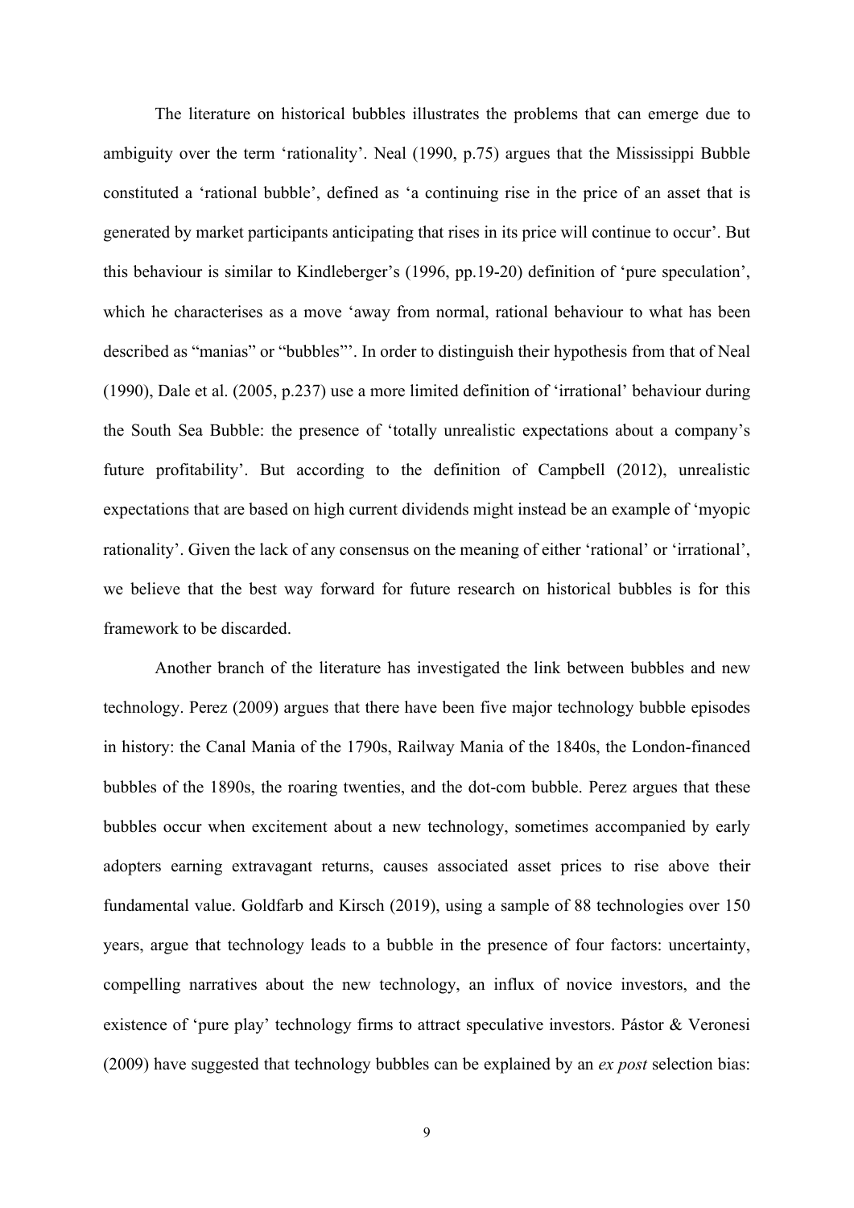The literature on historical bubbles illustrates the problems that can emerge due to ambiguity over the term 'rationality'. Neal (1990, p.75) argues that the Mississippi Bubble constituted a 'rational bubble', defined as 'a continuing rise in the price of an asset that is generated by market participants anticipating that rises in its price will continue to occur'. But this behaviour is similar to Kindleberger's (1996, pp.19-20) definition of 'pure speculation', which he characterises as a move 'away from normal, rational behaviour to what has been described as "manias" or "bubbles"'. In order to distinguish their hypothesis from that of Neal (1990), Dale et al. (2005, p.237) use a more limited definition of 'irrational' behaviour during the South Sea Bubble: the presence of 'totally unrealistic expectations about a company's future profitability'. But according to the definition of Campbell (2012), unrealistic expectations that are based on high current dividends might instead be an example of 'myopic rationality'. Given the lack of any consensus on the meaning of either 'rational' or 'irrational', we believe that the best way forward for future research on historical bubbles is for this framework to be discarded.

Another branch of the literature has investigated the link between bubbles and new technology. Perez (2009) argues that there have been five major technology bubble episodes in history: the Canal Mania of the 1790s, Railway Mania of the 1840s, the London-financed bubbles of the 1890s, the roaring twenties, and the dot-com bubble. Perez argues that these bubbles occur when excitement about a new technology, sometimes accompanied by early adopters earning extravagant returns, causes associated asset prices to rise above their fundamental value. Goldfarb and Kirsch (2019), using a sample of 88 technologies over 150 years, argue that technology leads to a bubble in the presence of four factors: uncertainty, compelling narratives about the new technology, an influx of novice investors, and the existence of 'pure play' technology firms to attract speculative investors. Pástor & Veronesi (2009) have suggested that technology bubbles can be explained by an *ex post* selection bias: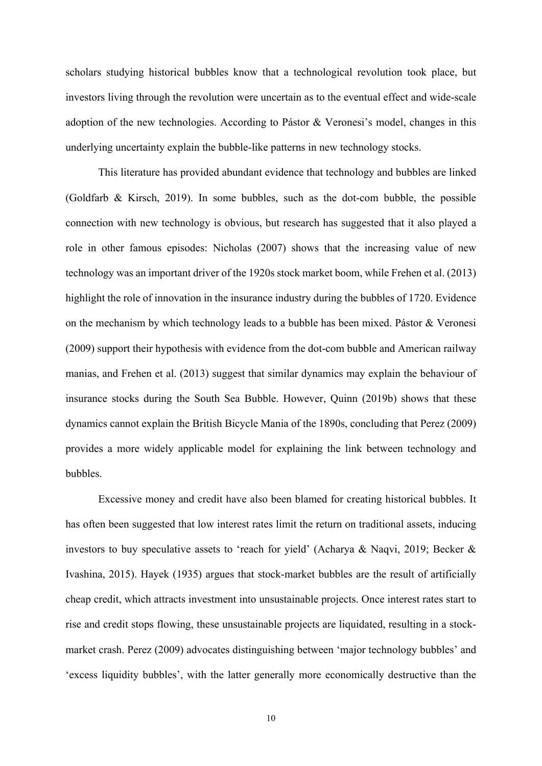scholars studying historical bubbles know that a technological revolution took place, but investors living through the revolution were uncertain as to the eventual effect and wide-scale adoption of the new technologies. According to Pástor & Veronesi's model, changes in this underlying uncertainty explain the bubble-like patterns in new technology stocks.

This literature has provided abundant evidence that technology and bubbles are linked (Goldfarb & Kirsch, 2019). In some bubbles, such as the dot-com bubble, the possible connection with new technology is obvious, but research has suggested that it also played a role in other famous episodes: Nicholas (2007) shows that the increasing value of new technology was an important driver of the 1920s stock market boom, while Frehen et al. (2013) highlight the role of innovation in the insurance industry during the bubbles of 1720. Evidence on the mechanism by which technology leads to a bubble has been mixed. Pástor & Veronesi (2009) support their hypothesis with evidence from the dot-com bubble and American railway manias, and Frehen et al. (2013) suggest that similar dynamics may explain the behaviour of insurance stocks during the South Sea Bubble. However, Quinn (2019b) shows that these dynamics cannot explain the British Bicycle Mania of the 1890s, concluding that Perez (2009) provides a more widely applicable model for explaining the link between technology and bubbles.

Excessive money and credit have also been blamed for creating historical bubbles. It has often been suggested that low interest rates limit the return on traditional assets, inducing investors to buy speculative assets to 'reach for yield' (Acharya & Naqvi, 2019; Becker & Ivashina, 2015). Hayek (1935) argues that stock-market bubbles are the result of artificially cheap credit, which attracts investment into unsustainable projects. Once interest rates start to rise and credit stops flowing, these unsustainable projects are liquidated, resulting in a stock-market crash. Perez (2009) advocates distinguishing between 'major technology bubbles' and 'excess liquidity bubbles', with the latter generally more economically destructive than the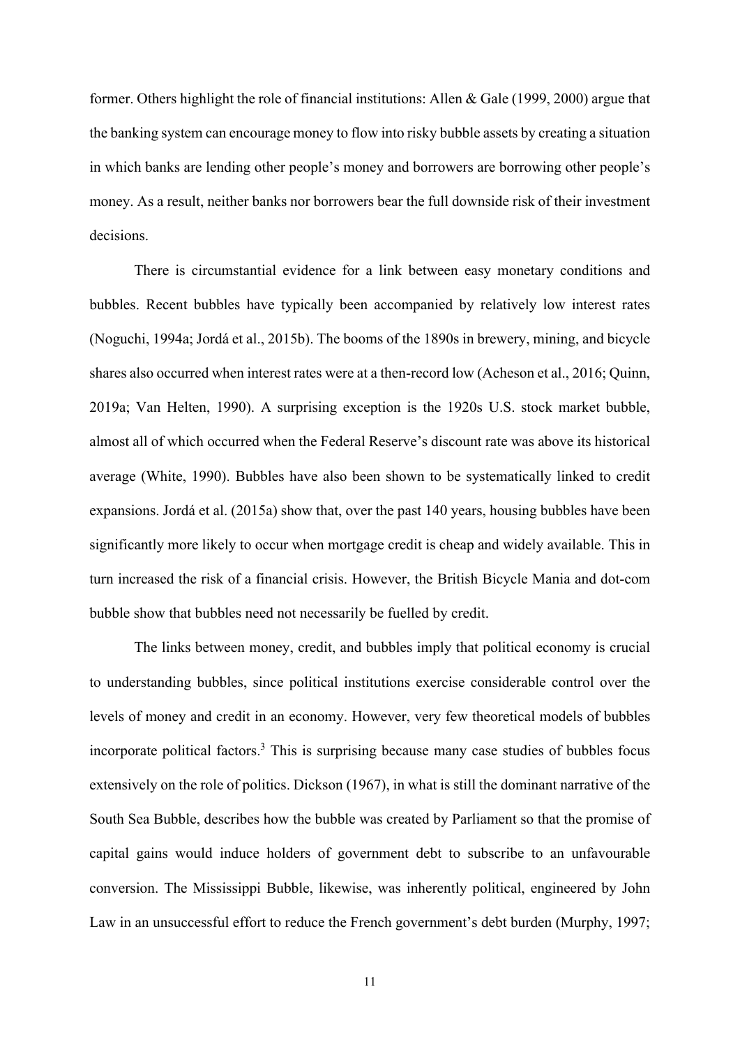former. Others highlight the role of financial institutions: Allen & Gale (1999, 2000) argue that the banking system can encourage money to flow into risky bubble assets by creating a situation in which banks are lending other people's money and borrowers are borrowing other people's money. As a result, neither banks nor borrowers bear the full downside risk of their investment decisions.

There is circumstantial evidence for a link between easy monetary conditions and bubbles. Recent bubbles have typically been accompanied by relatively low interest rates (Noguchi, 1994a; Jordá et al., 2015b). The booms of the 1890s in brewery, mining, and bicycle shares also occurred when interest rates were at a then-record low (Acheson et al., 2016; Quinn, 2019a; Van Helten, 1990). A surprising exception is the 1920s U.S. stock market bubble, almost all of which occurred when the Federal Reserve's discount rate was above its historical average (White, 1990). Bubbles have also been shown to be systematically linked to credit expansions. Jordá et al. (2015a) show that, over the past 140 years, housing bubbles have been significantly more likely to occur when mortgage credit is cheap and widely available. This in turn increased the risk of a financial crisis. However, the British Bicycle Mania and dot-com bubble show that bubbles need not necessarily be fuelled by credit.

The links between money, credit, and bubbles imply that political economy is crucial to understanding bubbles, since political institutions exercise considerable control over the levels of money and credit in an economy. However, very few theoretical models of bubbles incorporate political factors.[3] This is surprising because many case studies of bubbles focus extensively on the role of politics. Dickson (1967), in what is still the dominant narrative of the South Sea Bubble, describes how the bubble was created by Parliament so that the promise of capital gains would induce holders of government debt to subscribe to an unfavourable conversion. The Mississippi Bubble, likewise, was inherently political, engineered by John Law in an unsuccessful effort to reduce the French government's debt burden (Murphy, 1997;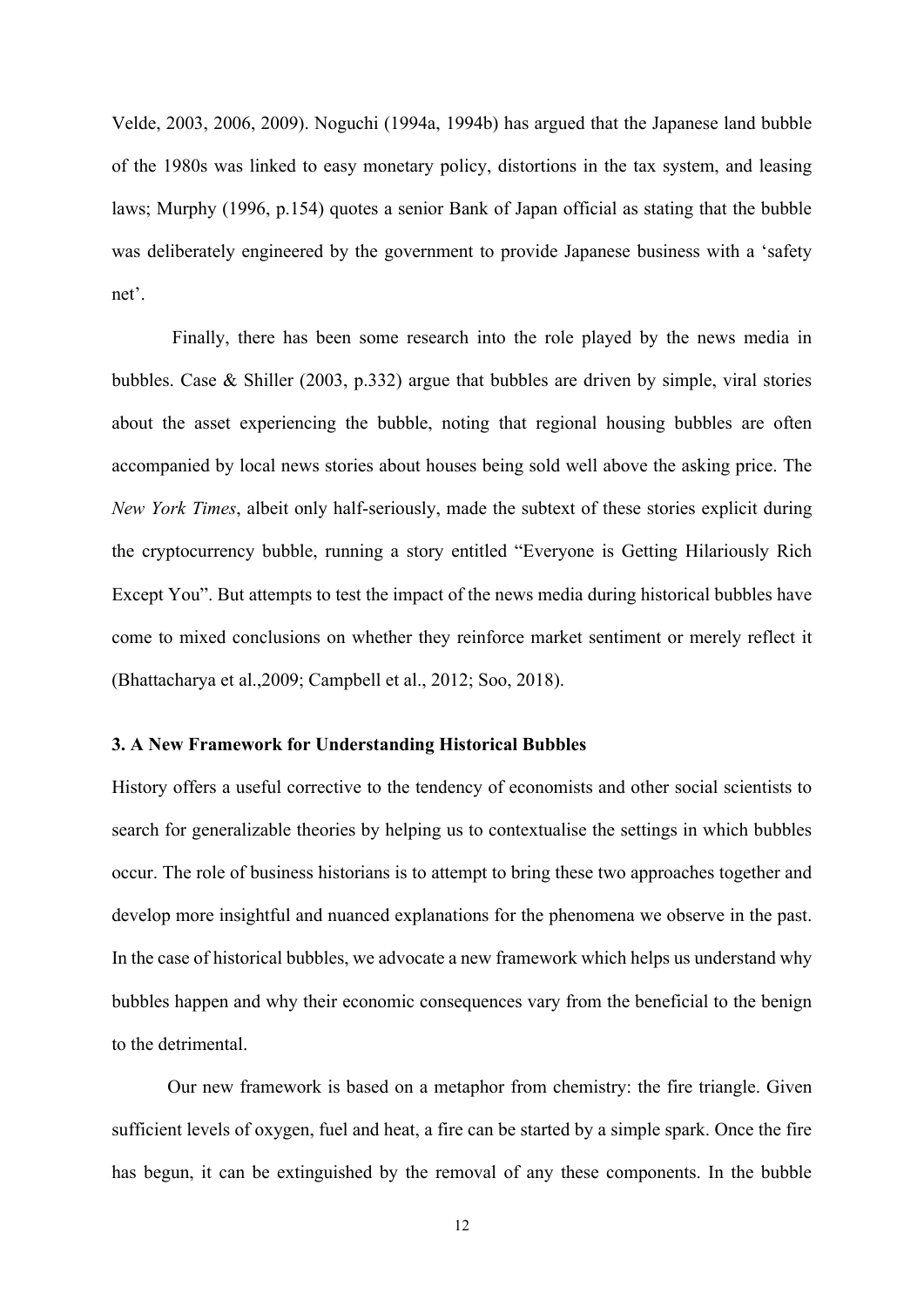Velde, 2003, 2006, 2009). Noguchi (1994a, 1994b) has argued that the Japanese land bubble of the 1980s was linked to easy monetary policy, distortions in the tax system, and leasing laws; Murphy (1996, p.154) quotes a senior Bank of Japan official as stating that the bubble was deliberately engineered by the government to provide Japanese business with a 'safety net'.

Finally, there has been some research into the role played by the news media in bubbles. Case & Shiller (2003, p.332) argue that bubbles are driven by simple, viral stories about the asset experiencing the bubble, noting that regional housing bubbles are often accompanied by local news stories about houses being sold well above the asking price. The *New York Times*, albeit only half-seriously, made the subtext of these stories explicit during the cryptocurrency bubble, running a story entitled "Everyone is Getting Hilariously Rich Except You". But attempts to test the impact of the news media during historical bubbles have come to mixed conclusions on whether they reinforce market sentiment or merely reflect it (Bhattacharya et al.,2009; Campbell et al., 2012; Soo, 2018).

### 3. A New Framework for Understanding Historical Bubbles

History offers a useful corrective to the tendency of economists and other social scientists to search for generalizable theories by helping us to contextualise the settings in which bubbles occur. The role of business historians is to attempt to bring these two approaches together and develop more insightful and nuanced explanations for the phenomena we observe in the past. In the case of historical bubbles, we advocate a new framework which helps us understand why bubbles happen and why their economic consequences vary from the beneficial to the benign to the detrimental.

Our new framework is based on a metaphor from chemistry: the fire triangle. Given sufficient levels of oxygen, fuel and heat, a fire can be started by a simple spark. Once the fire has begun, it can be extinguished by the removal of any these components. In the bubble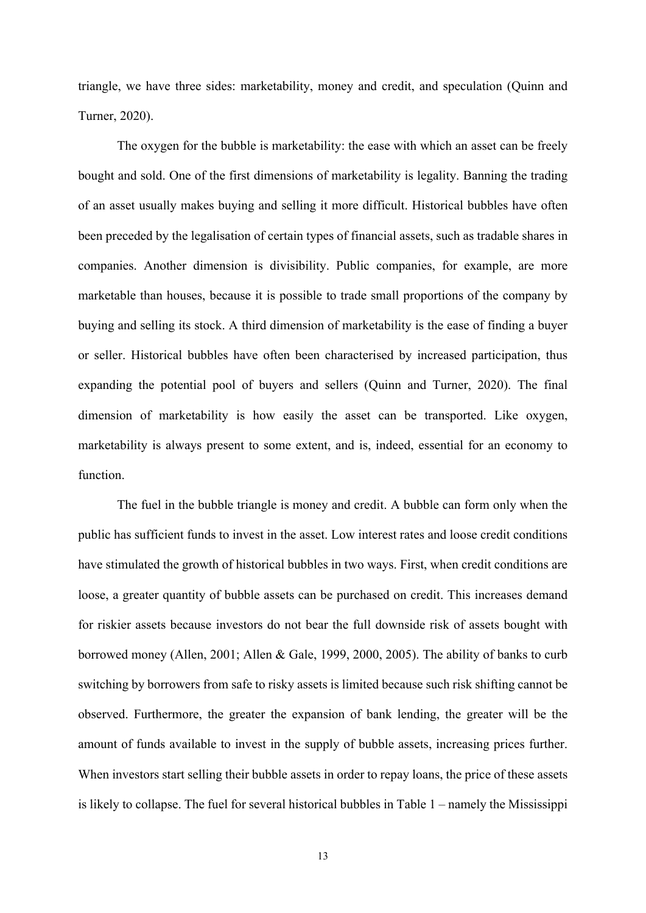triangle, we have three sides: marketability, money and credit, and speculation (Quinn and Turner, 2020).

The oxygen for the bubble is marketability: the ease with which an asset can be freely bought and sold. One of the first dimensions of marketability is legality. Banning the trading of an asset usually makes buying and selling it more difficult. Historical bubbles have often been preceded by the legalisation of certain types of financial assets, such as tradable shares in companies. Another dimension is divisibility. Public companies, for example, are more marketable than houses, because it is possible to trade small proportions of the company by buying and selling its stock. A third dimension of marketability is the ease of finding a buyer or seller. Historical bubbles have often been characterised by increased participation, thus expanding the potential pool of buyers and sellers (Quinn and Turner, 2020). The final dimension of marketability is how easily the asset can be transported. Like oxygen, marketability is always present to some extent, and is, indeed, essential for an economy to function.

The fuel in the bubble triangle is money and credit. A bubble can form only when the public has sufficient funds to invest in the asset. Low interest rates and loose credit conditions have stimulated the growth of historical bubbles in two ways. First, when credit conditions are loose, a greater quantity of bubble assets can be purchased on credit. This increases demand for riskier assets because investors do not bear the full downside risk of assets bought with borrowed money (Allen, 2001; Allen & Gale, 1999, 2000, 2005). The ability of banks to curb switching by borrowers from safe to risky assets is limited because such risk shifting cannot be observed. Furthermore, the greater the expansion of bank lending, the greater will be the amount of funds available to invest in the supply of bubble assets, increasing prices further. When investors start selling their bubble assets in order to repay loans, the price of these assets is likely to collapse. The fuel for several historical bubbles in Table 1 – namely the Mississippi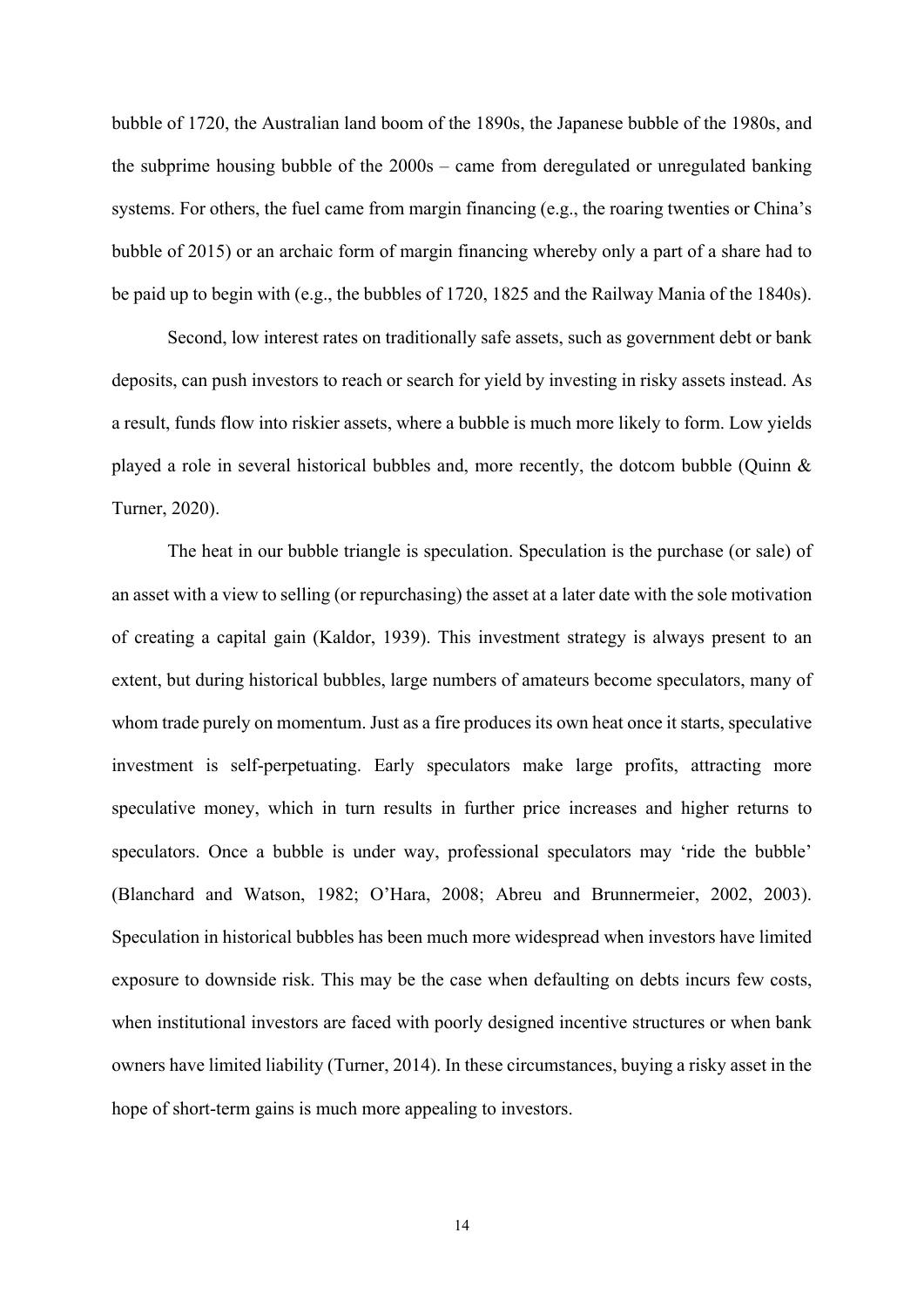bubble of 1720, the Australian land boom of the 1890s, the Japanese bubble of the 1980s, and the subprime housing bubble of the 2000s – came from deregulated or unregulated banking systems. For others, the fuel came from margin financing (e.g., the roaring twenties or China's bubble of 2015) or an archaic form of margin financing whereby only a part of a share had to be paid up to begin with (e.g., the bubbles of 1720, 1825 and the Railway Mania of the 1840s).

Second, low interest rates on traditionally safe assets, such as government debt or bank deposits, can push investors to reach or search for yield by investing in risky assets instead. As a result, funds flow into riskier assets, where a bubble is much more likely to form. Low yields played a role in several historical bubbles and, more recently, the dotcom bubble (Quinn & Turner, 2020).

The heat in our bubble triangle is speculation. Speculation is the purchase (or sale) of an asset with a view to selling (or repurchasing) the asset at a later date with the sole motivation of creating a capital gain (Kaldor, 1939). This investment strategy is always present to an extent, but during historical bubbles, large numbers of amateurs become speculators, many of whom trade purely on momentum. Just as a fire produces its own heat once it starts, speculative investment is self-perpetuating. Early speculators make large profits, attracting more speculative money, which in turn results in further price increases and higher returns to speculators. Once a bubble is under way, professional speculators may 'ride the bubble' (Blanchard and Watson, 1982; O'Hara, 2008; Abreu and Brunnermeier, 2002, 2003). Speculation in historical bubbles has been much more widespread when investors have limited exposure to downside risk. This may be the case when defaulting on debts incurs few costs, when institutional investors are faced with poorly designed incentive structures or when bank owners have limited liability (Turner, 2014). In these circumstances, buying a risky asset in the hope of short-term gains is much more appealing to investors.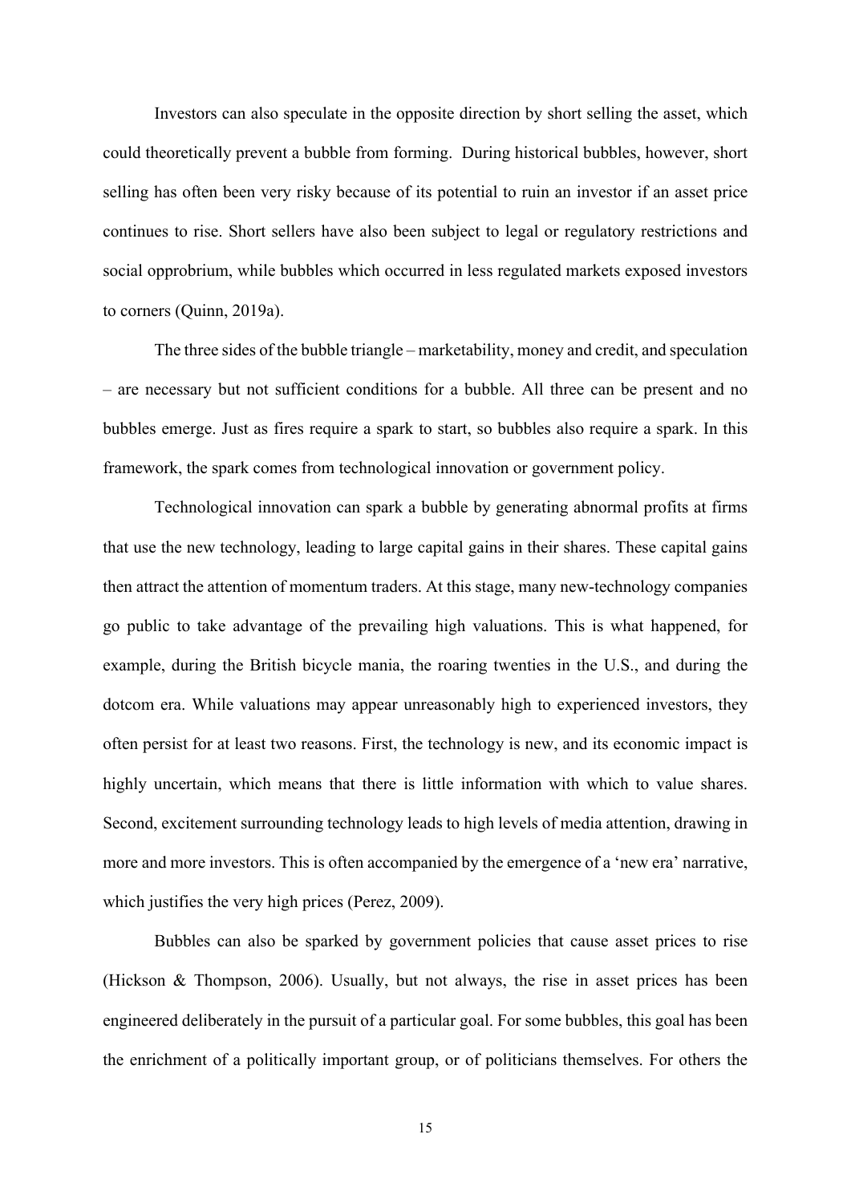Investors can also speculate in the opposite direction by short selling the asset, which could theoretically prevent a bubble from forming. During historical bubbles, however, short selling has often been very risky because of its potential to ruin an investor if an asset price continues to rise. Short sellers have also been subject to legal or regulatory restrictions and social opprobrium, while bubbles which occurred in less regulated markets exposed investors to corners (Quinn, 2019a).

The three sides of the bubble triangle – marketability, money and credit, and speculation – are necessary but not sufficient conditions for a bubble. All three can be present and no bubbles emerge. Just as fires require a spark to start, so bubbles also require a spark. In this framework, the spark comes from technological innovation or government policy.

Technological innovation can spark a bubble by generating abnormal profits at firms that use the new technology, leading to large capital gains in their shares. These capital gains then attract the attention of momentum traders. At this stage, many new-technology companies go public to take advantage of the prevailing high valuations. This is what happened, for example, during the British bicycle mania, the roaring twenties in the U.S., and during the dotcom era. While valuations may appear unreasonably high to experienced investors, they often persist for at least two reasons. First, the technology is new, and its economic impact is highly uncertain, which means that there is little information with which to value shares. Second, excitement surrounding technology leads to high levels of media attention, drawing in more and more investors. This is often accompanied by the emergence of a 'new era' narrative, which justifies the very high prices (Perez, 2009).

Bubbles can also be sparked by government policies that cause asset prices to rise (Hickson & Thompson, 2006). Usually, but not always, the rise in asset prices has been engineered deliberately in the pursuit of a particular goal. For some bubbles, this goal has been the enrichment of a politically important group, or of politicians themselves. For others the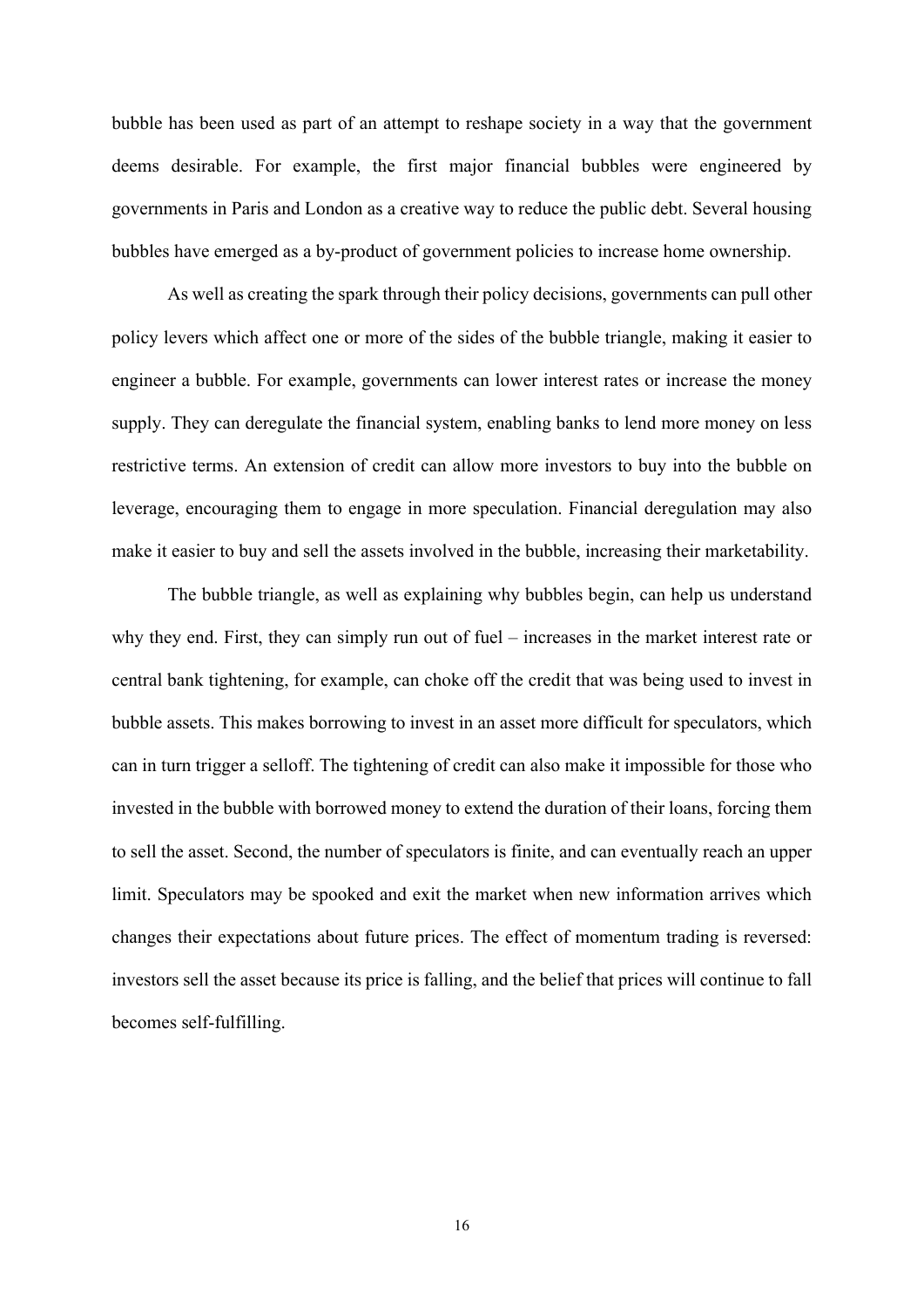bubble has been used as part of an attempt to reshape society in a way that the government deems desirable. For example, the first major financial bubbles were engineered by governments in Paris and London as a creative way to reduce the public debt. Several housing bubbles have emerged as a by-product of government policies to increase home ownership.

As well as creating the spark through their policy decisions, governments can pull other policy levers which affect one or more of the sides of the bubble triangle, making it easier to engineer a bubble. For example, governments can lower interest rates or increase the money supply. They can deregulate the financial system, enabling banks to lend more money on less restrictive terms. An extension of credit can allow more investors to buy into the bubble on leverage, encouraging them to engage in more speculation. Financial deregulation may also make it easier to buy and sell the assets involved in the bubble, increasing their marketability.

The bubble triangle, as well as explaining why bubbles begin, can help us understand why they end. First, they can simply run out of fuel – increases in the market interest rate or central bank tightening, for example, can choke off the credit that was being used to invest in bubble assets. This makes borrowing to invest in an asset more difficult for speculators, which can in turn trigger a selloff. The tightening of credit can also make it impossible for those who invested in the bubble with borrowed money to extend the duration of their loans, forcing them to sell the asset. Second, the number of speculators is finite, and can eventually reach an upper limit. Speculators may be spooked and exit the market when new information arrives which changes their expectations about future prices. The effect of momentum trading is reversed: investors sell the asset because its price is falling, and the belief that prices will continue to fall becomes self-fulfilling.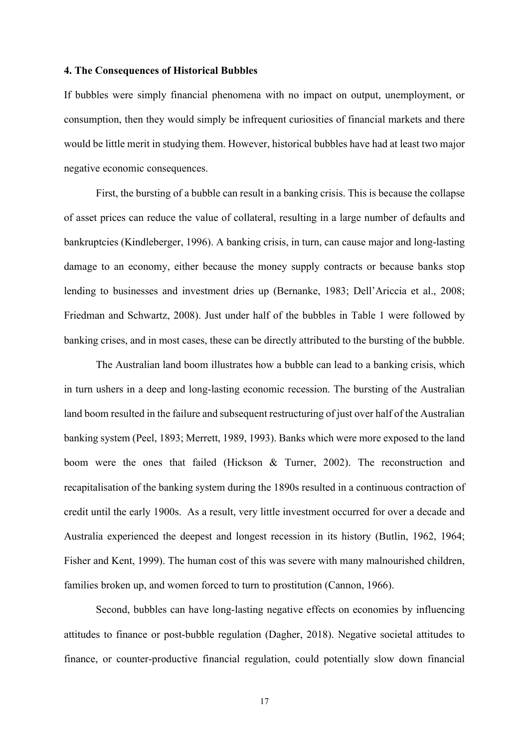### 4. The Consequences of Historical Bubbles

If bubbles were simply financial phenomena with no impact on output, unemployment, or consumption, then they would simply be infrequent curiosities of financial markets and there would be little merit in studying them. However, historical bubbles have had at least two major negative economic consequences.

First, the bursting of a bubble can result in a banking crisis. This is because the collapse of asset prices can reduce the value of collateral, resulting in a large number of defaults and bankruptcies (Kindleberger, 1996). A banking crisis, in turn, can cause major and long-lasting damage to an economy, either because the money supply contracts or because banks stop lending to businesses and investment dries up (Bernanke, 1983; Dell'Ariccia et al., 2008; Friedman and Schwartz, 2008). Just under half of the bubbles in Table 1 were followed by banking crises, and in most cases, these can be directly attributed to the bursting of the bubble.

The Australian land boom illustrates how a bubble can lead to a banking crisis, which in turn ushers in a deep and long-lasting economic recession. The bursting of the Australian land boom resulted in the failure and subsequent restructuring of just over half of the Australian banking system (Peel, 1893; Merrett, 1989, 1993). Banks which were more exposed to the land boom were the ones that failed (Hickson & Turner, 2002). The reconstruction and recapitalisation of the banking system during the 1890s resulted in a continuous contraction of credit until the early 1900s. As a result, very little investment occurred for over a decade and Australia experienced the deepest and longest recession in its history (Butlin, 1962, 1964; Fisher and Kent, 1999). The human cost of this was severe with many malnourished children, families broken up, and women forced to turn to prostitution (Cannon, 1966).

Second, bubbles can have long-lasting negative effects on economies by influencing attitudes to finance or post-bubble regulation (Dagher, 2018). Negative societal attitudes to finance, or counter-productive financial regulation, could potentially slow down financial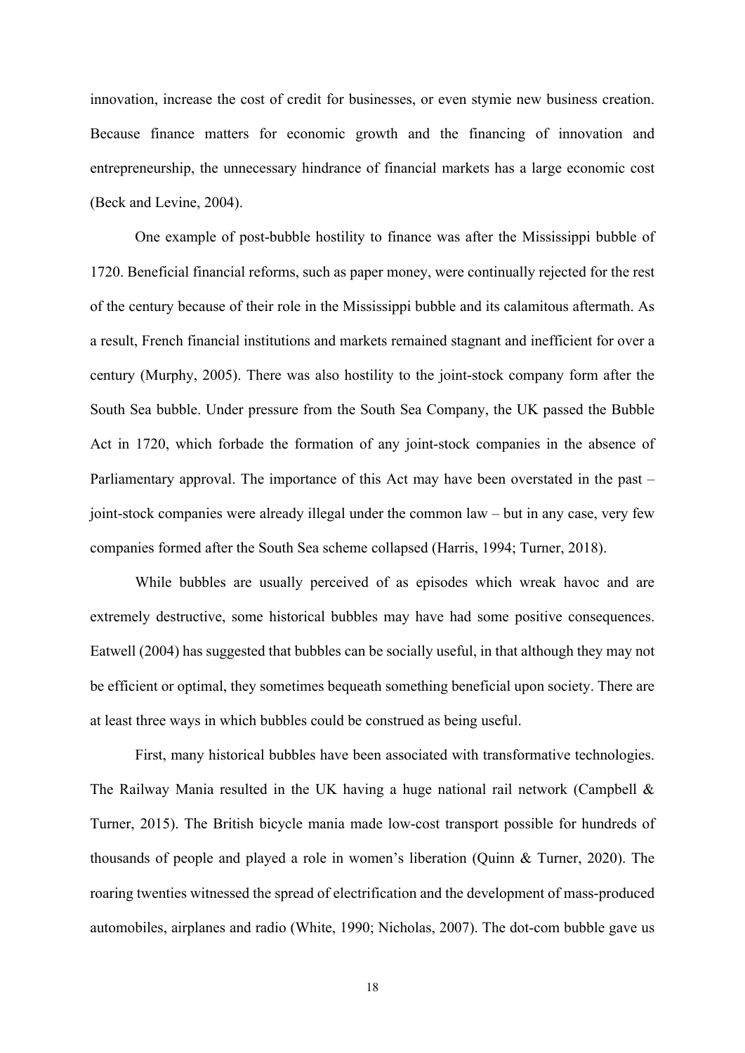innovation, increase the cost of credit for businesses, or even stymie new business creation. Because finance matters for economic growth and the financing of innovation and entrepreneurship, the unnecessary hindrance of financial markets has a large economic cost (Beck and Levine, 2004).

One example of post-bubble hostility to finance was after the Mississippi bubble of 1720. Beneficial financial reforms, such as paper money, were continually rejected for the rest of the century because of their role in the Mississippi bubble and its calamitous aftermath. As a result, French financial institutions and markets remained stagnant and inefficient for over a century (Murphy, 2005). There was also hostility to the joint-stock company form after the South Sea bubble. Under pressure from the South Sea Company, the UK passed the Bubble Act in 1720, which forbade the formation of any joint-stock companies in the absence of Parliamentary approval. The importance of this Act may have been overstated in the past – joint-stock companies were already illegal under the common law – but in any case, very few companies formed after the South Sea scheme collapsed (Harris, 1994; Turner, 2018).

While bubbles are usually perceived of as episodes which wreak havoc and are extremely destructive, some historical bubbles may have had some positive consequences. Eatwell (2004) has suggested that bubbles can be socially useful, in that although they may not be efficient or optimal, they sometimes bequeath something beneficial upon society. There are at least three ways in which bubbles could be construed as being useful.

First, many historical bubbles have been associated with transformative technologies. The Railway Mania resulted in the UK having a huge national rail network (Campbell & Turner, 2015). The British bicycle mania made low-cost transport possible for hundreds of thousands of people and played a role in women's liberation (Quinn & Turner, 2020). The roaring twenties witnessed the spread of electrification and the development of mass-produced automobiles, airplanes and radio (White, 1990; Nicholas, 2007). The dot-com bubble gave us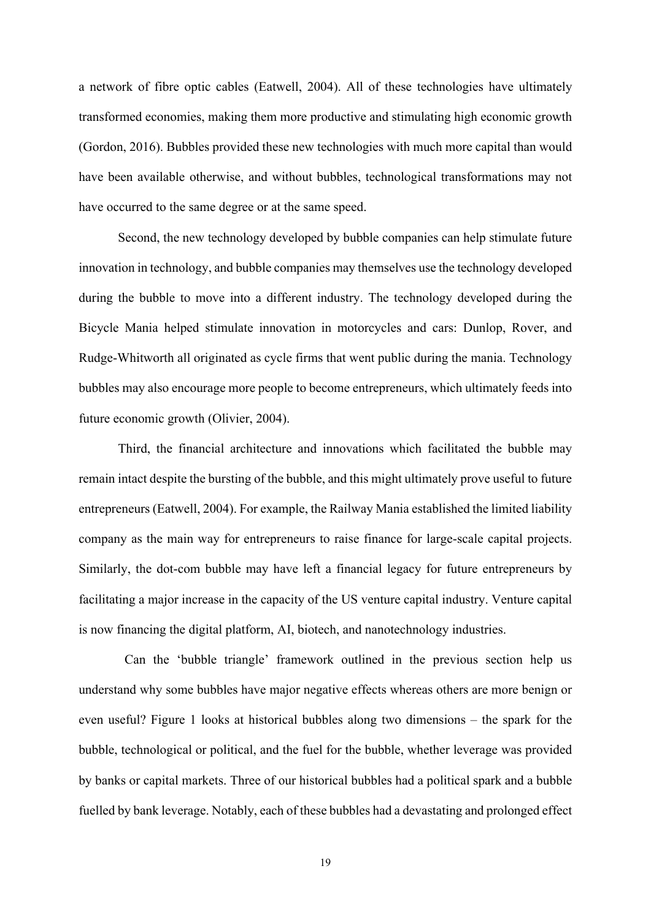a network of fibre optic cables (Eatwell, 2004). All of these technologies have ultimately transformed economies, making them more productive and stimulating high economic growth (Gordon, 2016). Bubbles provided these new technologies with much more capital than would have been available otherwise, and without bubbles, technological transformations may not have occurred to the same degree or at the same speed.

Second, the new technology developed by bubble companies can help stimulate future innovation in technology, and bubble companies may themselves use the technology developed during the bubble to move into a different industry. The technology developed during the Bicycle Mania helped stimulate innovation in motorcycles and cars: Dunlop, Rover, and Rudge-Whitworth all originated as cycle firms that went public during the mania. Technology bubbles may also encourage more people to become entrepreneurs, which ultimately feeds into future economic growth (Olivier, 2004).

Third, the financial architecture and innovations which facilitated the bubble may remain intact despite the bursting of the bubble, and this might ultimately prove useful to future entrepreneurs (Eatwell, 2004). For example, the Railway Mania established the limited liability company as the main way for entrepreneurs to raise finance for large-scale capital projects. Similarly, the dot-com bubble may have left a financial legacy for future entrepreneurs by facilitating a major increase in the capacity of the US venture capital industry. Venture capital is now financing the digital platform, AI, biotech, and nanotechnology industries.

Can the 'bubble triangle' framework outlined in the previous section help us understand why some bubbles have major negative effects whereas others are more benign or even useful? Figure 1 looks at historical bubbles along two dimensions – the spark for the bubble, technological or political, and the fuel for the bubble, whether leverage was provided by banks or capital markets. Three of our historical bubbles had a political spark and a bubble fuelled by bank leverage. Notably, each of these bubbles had a devastating and prolonged effect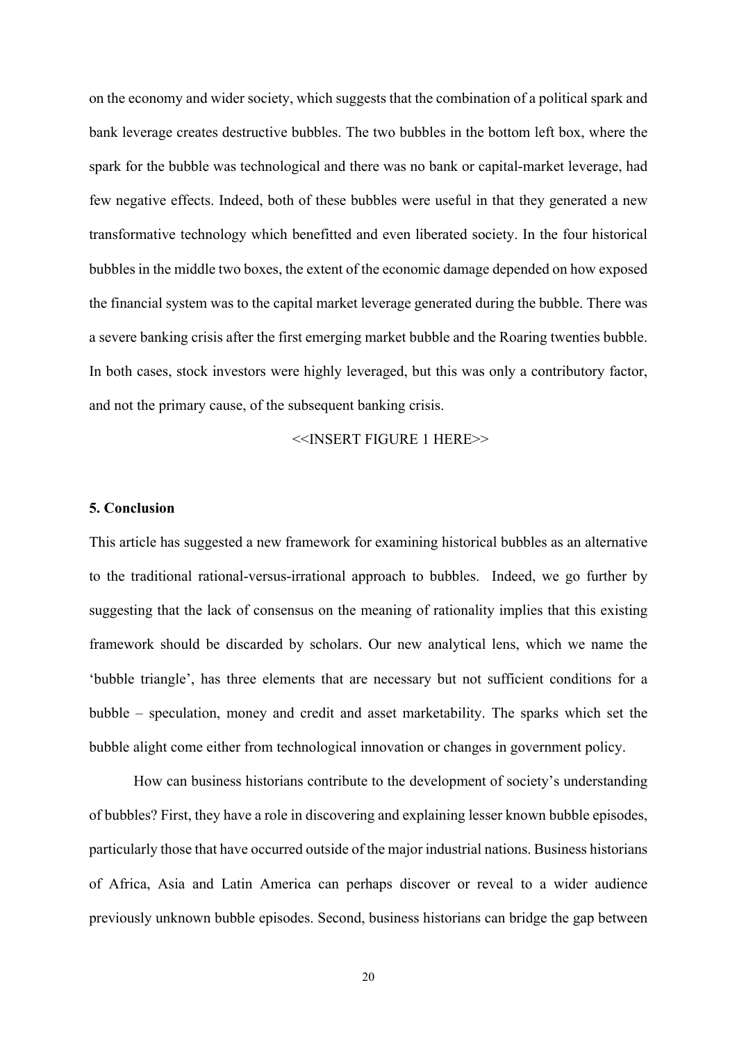on the economy and wider society, which suggests that the combination of a political spark and bank leverage creates destructive bubbles. The two bubbles in the bottom left box, where the spark for the bubble was technological and there was no bank or capital-market leverage, had few negative effects. Indeed, both of these bubbles were useful in that they generated a new transformative technology which benefitted and even liberated society. In the four historical bubbles in the middle two boxes, the extent of the economic damage depended on how exposed the financial system was to the capital market leverage generated during the bubble. There was a severe banking crisis after the first emerging market bubble and the Roaring twenties bubble. In both cases, stock investors were highly leveraged, but this was only a contributory factor, and not the primary cause, of the subsequent banking crisis.

<<INSERT FIGURE 1 HERE>>

### 5. Conclusion

This article has suggested a new framework for examining historical bubbles as an alternative to the traditional rational-versus-irrational approach to bubbles. Indeed, we go further by suggesting that the lack of consensus on the meaning of rationality implies that this existing framework should be discarded by scholars. Our new analytical lens, which we name the 'bubble triangle', has three elements that are necessary but not sufficient conditions for a bubble – speculation, money and credit and asset marketability. The sparks which set the bubble alight come either from technological innovation or changes in government policy.

How can business historians contribute to the development of society's understanding of bubbles? First, they have a role in discovering and explaining lesser known bubble episodes, particularly those that have occurred outside of the major industrial nations. Business historians of Africa, Asia and Latin America can perhaps discover or reveal to a wider audience previously unknown bubble episodes. Second, business historians can bridge the gap between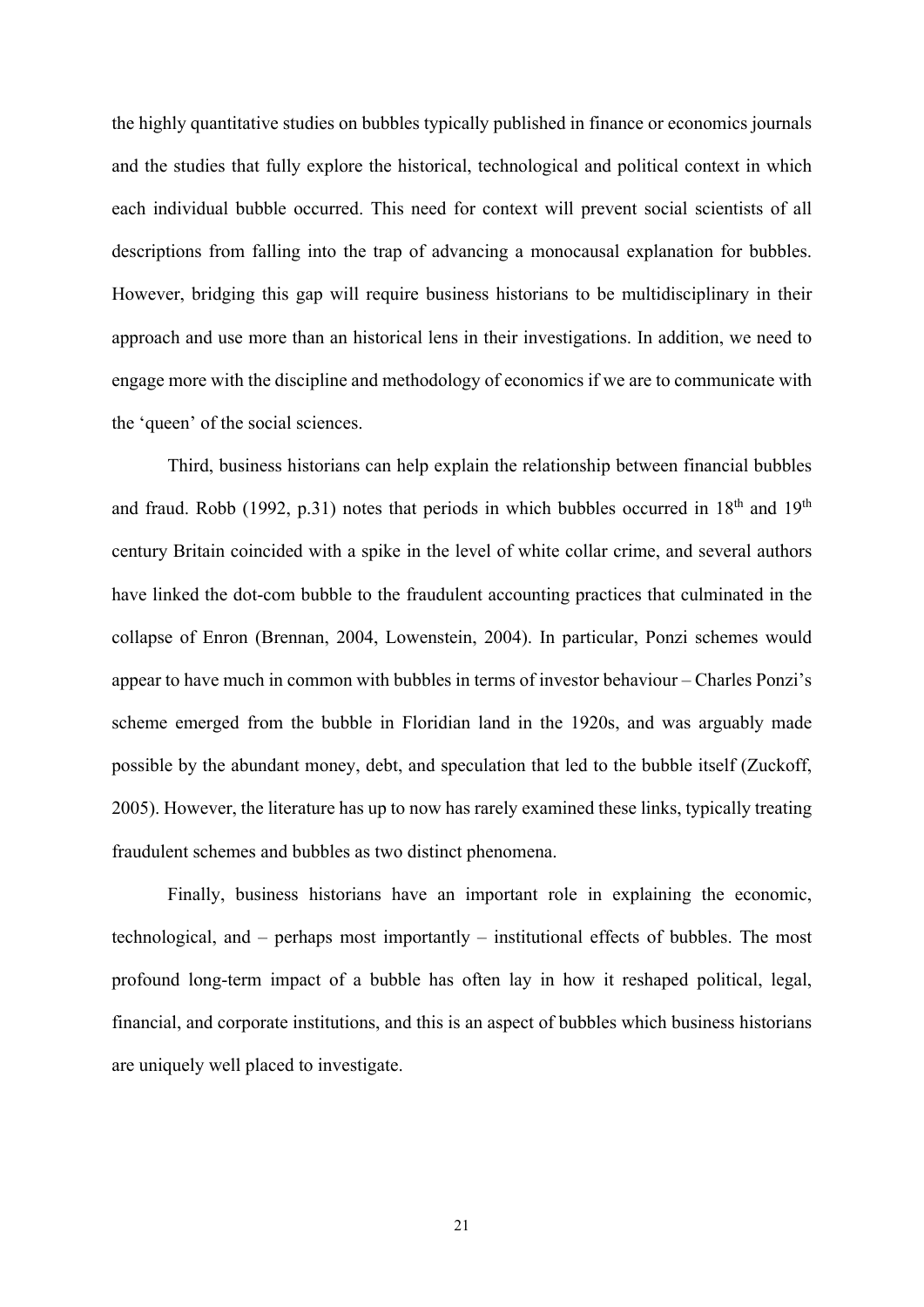the highly quantitative studies on bubbles typically published in finance or economics journals and the studies that fully explore the historical, technological and political context in which each individual bubble occurred. This need for context will prevent social scientists of all descriptions from falling into the trap of advancing a monocausal explanation for bubbles. However, bridging this gap will require business historians to be multidisciplinary in their approach and use more than an historical lens in their investigations. In addition, we need to engage more with the discipline and methodology of economics if we are to communicate with the 'queen' of the social sciences.

Third, business historians can help explain the relationship between financial bubbles and fraud. Robb (1992, p.31) notes that periods in which bubbles occurred in 18th and 19th century Britain coincided with a spike in the level of white collar crime, and several authors have linked the dot-com bubble to the fraudulent accounting practices that culminated in the collapse of Enron (Brennan, 2004, Lowenstein, 2004). In particular, Ponzi schemes would appear to have much in common with bubbles in terms of investor behaviour – Charles Ponzi's scheme emerged from the bubble in Floridian land in the 1920s, and was arguably made possible by the abundant money, debt, and speculation that led to the bubble itself (Zuckoff, 2005). However, the literature has up to now has rarely examined these links, typically treating fraudulent schemes and bubbles as two distinct phenomena.

Finally, business historians have an important role in explaining the economic, technological, and – perhaps most importantly – institutional effects of bubbles. The most profound long-term impact of a bubble has often lay in how it reshaped political, legal, financial, and corporate institutions, and this is an aspect of bubbles which business historians are uniquely well placed to investigate.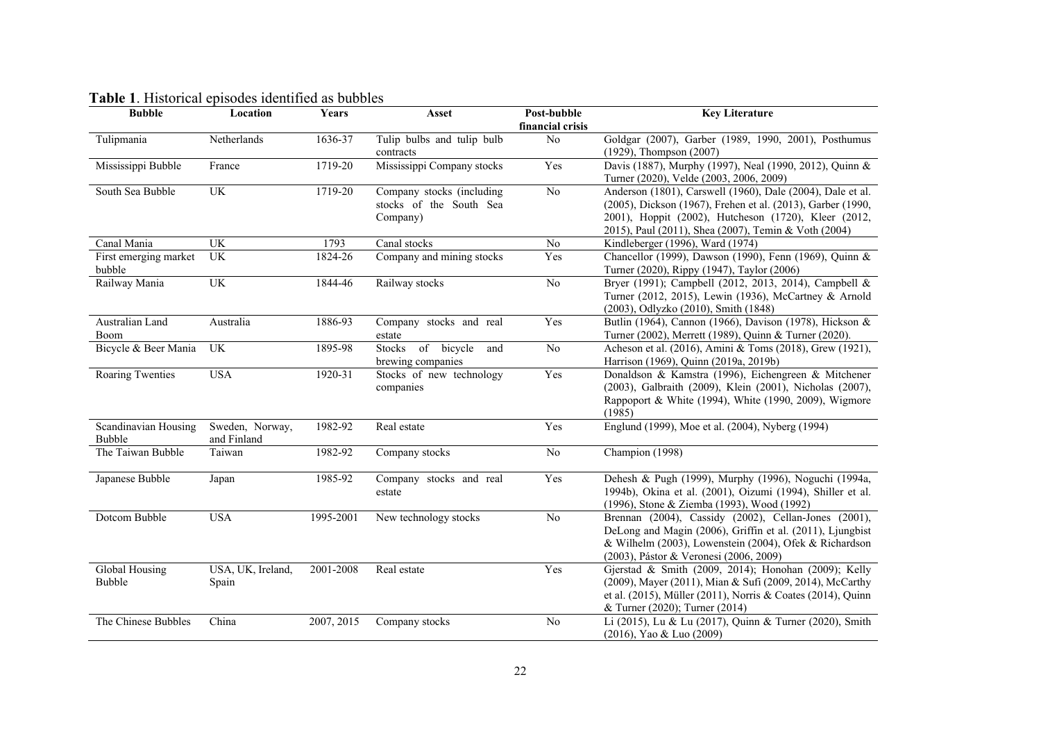**Table 1**. Historical episodes identified as bubbles

| Bubble | Location | Years | Asset | Post-bubble financial crisis | Key Literature |
|---|---|---|---|---|---|
| Tulipmania | Netherlands | 1636-37 | Tulip bulbs and tulip bulb contracts | No | Goldgar (2007), Garber (1989, 1990, 2001), Posthumus (1929), Thompson (2007) |
| Mississippi Bubble | France | 1719-20 | Mississippi Company stocks | Yes | Davis (1887), Murphy (1997), Neal (1990, 2012), Quinn & Turner (2020), Velde (2003, 2006, 2009) |
| South Sea Bubble | UK | 1719-20 | Company stocks (including stocks of the South Sea Company) | No | Anderson (1801), Carswell (1960), Dale (2004), Dale et al. (2005), Dickson (1967), Frehen et al. (2013), Garber (1990, 2001), Hoppit (2002), Hutcheson (1720), Kleer (2012, 2015), Paul (2011), Shea (2007), Temin & Voth (2004) |
| Canal Mania | UK | 1793 | Canal stocks | No | Kindleberger (1996), Ward (1974) |
| First emerging market bubble | UK | 1824-26 | Company and mining stocks | Yes | Chancellor (1999), Dawson (1990), Fenn (1969), Quinn & Turner (2020), Rippy (1947), Taylor (2006) |
| Railway Mania | UK | 1844-46 | Railway stocks | No | Bryer (1991); Campbell (2012, 2013, 2014), Campbell & Turner (2012, 2015), Lewin (1936), McCartney & Arnold (2003), Odlyzko (2010), Smith (1848) |
| Australian Land Boom | Australia | 1886-93 | Company stocks and real estate | Yes | Butlin (1964), Cannon (1966), Davison (1978), Hickson & Turner (2002), Merrett (1989), Quinn & Turner (2020). |
| Bicycle & Beer Mania | UK | 1895-98 | Stocks of bicycle and brewing companies | No | Acheson et al. (2016), Amini & Toms (2018), Grew (1921), Harrison (1969), Quinn (2019a, 2019b) |
| Roaring Twenties | USA | 1920-31 | Stocks of new technology companies | Yes | Donaldson & Kamstra (1996), Eichengreen & Mitchener (2003), Galbraith (2009), Klein (2001), Nicholas (2007), Rappoport & White (1994), White (1990, 2009), Wigmore (1985) |
| Scandinavian Housing Bubble | Sweden, Norway, and Finland | 1982-92 | Real estate | Yes | Englund (1999), Moe et al. (2004), Nyberg (1994) |
| The Taiwan Bubble | Taiwan | 1982-92 | Company stocks | No | Champion (1998) |
| Japanese Bubble | Japan | 1985-92 | Company stocks and real estate | Yes | Dehesh & Pugh (1999), Murphy (1996), Noguchi (1994a, 1994b), Okina et al. (2001), Oizumi (1994), Shiller et al. (1996), Stone & Ziemba (1993), Wood (1992) |
| Dotcom Bubble | USA | 1995-2001 | New technology stocks | No | Brennan (2004), Cassidy (2002), Cellan-Jones (2001), DeLong and Magin (2006), Griffin et al. (2011), Ljungbist & Wilhelm (2003), Lowenstein (2004), Ofek & Richardson (2003), Pástor & Veronesi (2006, 2009) |
| Global Housing Bubble | USA, UK, Ireland, Spain | 2001-2008 | Real estate | Yes | Gjerstad & Smith (2009, 2014); Honohan (2009); Kelly (2009), Mayer (2011), Mian & Sufi (2009, 2014), McCarthy et al. (2015), Müller (2011), Norris & Coates (2014), Quinn & Turner (2020); Turner (2014) |
| The Chinese Bubbles | China | 2007, 2015 | Company stocks | No | Li (2015), Lu & Lu (2017), Quinn & Turner (2020), Smith (2016), Yao & Luo (2009) |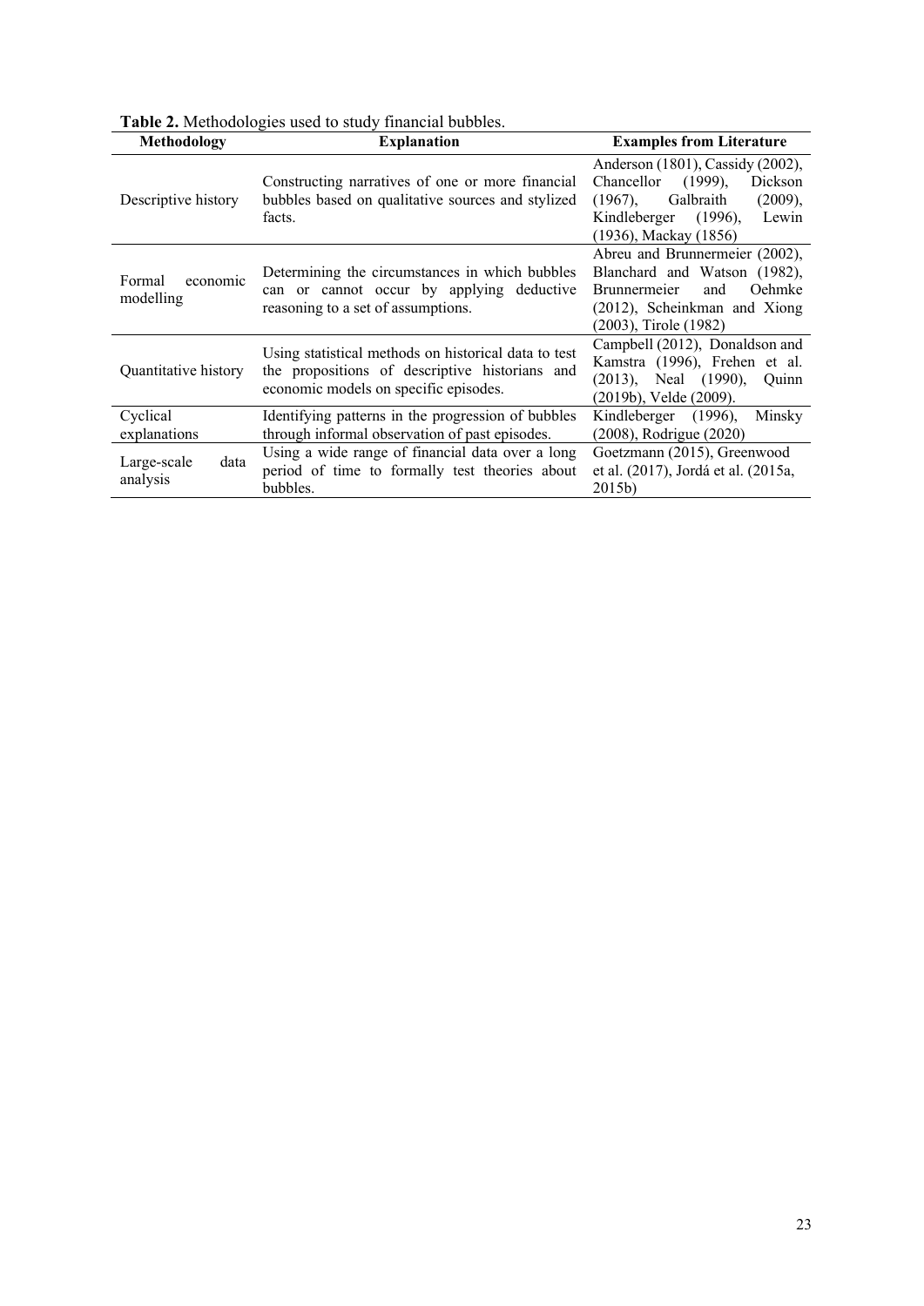**Table 2.** Methodologies used to study financial bubbles.

| Methodology | Explanation | Examples from Literature |
|---|---|---|
| Descriptive history | Constructing narratives of one or more financial bubbles based on qualitative sources and stylized facts. | Anderson (1801), Cassidy (2002), Chancellor (1999), Dickson (1967), Galbraith (2009), Kindleberger (1996), Lewin (1936), Mackay (1856) |
| Formal economic modelling | Determining the circumstances in which bubbles can or cannot occur by applying deductive reasoning to a set of assumptions. | Abreu and Brunnermeier (2002), Blanchard and Watson (1982), Brunnermeier and Oehmke (2012), Scheinkman and Xiong (2003), Tirole (1982) |
| Quantitative history | Using statistical methods on historical data to test the propositions of descriptive historians and economic models on specific episodes. | Campbell (2012), Donaldson and Kamstra (1996), Frehen et al. (2013), Neal (1990), Quinn (2019b), Velde (2009). |
| Cyclical explanations | Identifying patterns in the progression of bubbles through informal observation of past episodes. | Kindleberger (1996), Minsky (2008), Rodrigue (2020) |
| Large-scale data analysis | Using a wide range of financial data over a long period of time to formally test theories about bubbles. | Goetzmann (2015), Greenwood et al. (2017), Jordá et al. (2015a, 2015b) |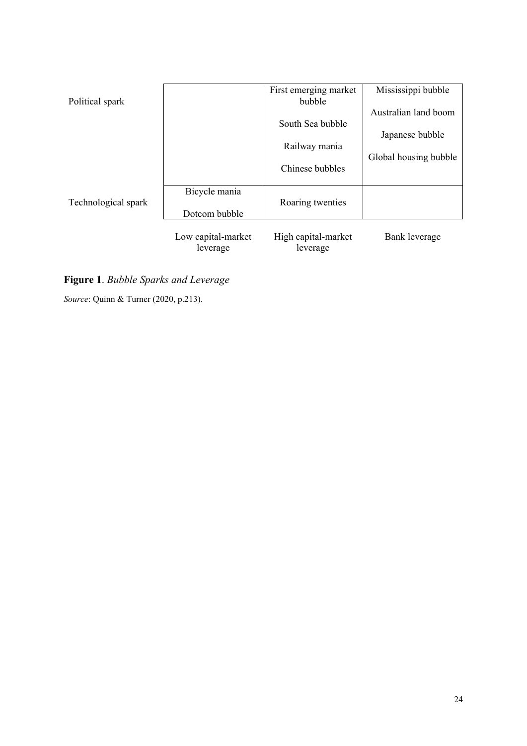| | Low capital-market leverage | High capital-market leverage | Bank leverage |
|---|---|---|---|
| Political spark | | First emerging market bubble<br><br>South Sea bubble<br><br>Railway mania<br><br>Chinese bubbles | Mississippi bubble<br><br>Australian land boom<br><br>Japanese bubble<br><br>Global housing bubble |
| Technological spark | Bicycle mania<br><br>Dotcom bubble | Roaring twenties | |

**Figure 1**. *Bubble Sparks and Leverage*

*Source*: Quinn & Turner (2020, p.213).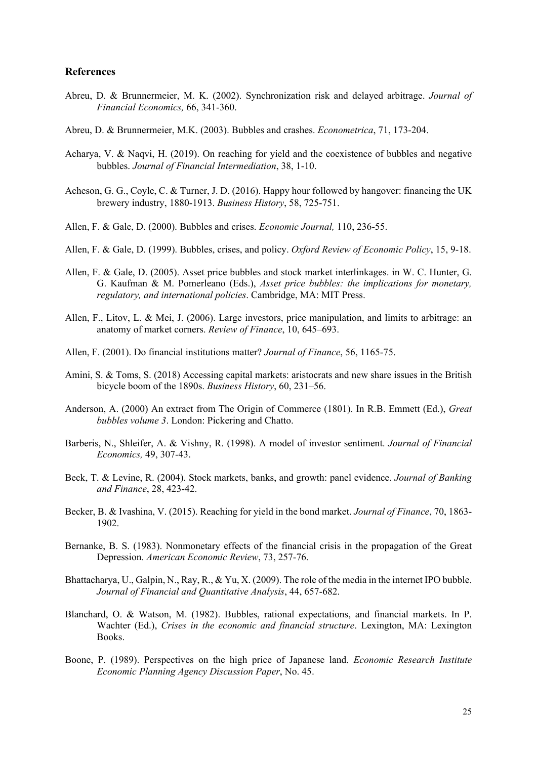## References

Abreu, D. & Brunnermeier, M. K. (2002). Synchronization risk and delayed arbitrage. *Journal of Financial Economics,* 66, 341-360.

Abreu, D. & Brunnermeier, M.K. (2003). Bubbles and crashes. *Econometrica*, 71, 173-204.

Acharya, V. & Naqvi, H. (2019). On reaching for yield and the coexistence of bubbles and negative bubbles. *Journal of Financial Intermediation*, 38, 1-10.

Acheson, G. G., Coyle, C. & Turner, J. D. (2016). Happy hour followed by hangover: financing the UK brewery industry, 1880-1913. *Business History*, 58, 725-751.

Allen, F. & Gale, D. (2000). Bubbles and crises. *Economic Journal,* 110, 236-55.

Allen, F. & Gale, D. (1999). Bubbles, crises, and policy. *Oxford Review of Economic Policy*, 15, 9-18.

Allen, F. & Gale, D. (2005). Asset price bubbles and stock market interlinkages. in W. C. Hunter, G. G. Kaufman & M. Pomerleano (Eds.), *Asset price bubbles: the implications for monetary, regulatory, and international policies*. Cambridge, MA: MIT Press.

Allen, F., Litov, L. & Mei, J. (2006). Large investors, price manipulation, and limits to arbitrage: an anatomy of market corners. *Review of Finance*, 10, 645–693.

Allen, F. (2001). Do financial institutions matter? *Journal of Finance*, 56, 1165-75.

Amini, S. & Toms, S. (2018) Accessing capital markets: aristocrats and new share issues in the British bicycle boom of the 1890s. *Business History*, 60, 231–56.

Anderson, A. (2000) An extract from The Origin of Commerce (1801). In R.B. Emmett (Ed.), *Great bubbles volume 3*. London: Pickering and Chatto.

Barberis, N., Shleifer, A. & Vishny, R. (1998). A model of investor sentiment. *Journal of Financial Economics,* 49, 307-43.

Beck, T. & Levine, R. (2004). Stock markets, banks, and growth: panel evidence. *Journal of Banking and Finance*, 28, 423-42.

Becker, B. & Ivashina, V. (2015). Reaching for yield in the bond market. *Journal of Finance*, 70, 1863-1902.

Bernanke, B. S. (1983). Nonmonetary effects of the financial crisis in the propagation of the Great Depression. *American Economic Review*, 73, 257-76.

Bhattacharya, U., Galpin, N., Ray, R., & Yu, X. (2009). The role of the media in the internet IPO bubble. *Journal of Financial and Quantitative Analysis*, 44, 657-682.

Blanchard, O. & Watson, M. (1982). Bubbles, rational expectations, and financial markets. In P. Wachter (Ed.), *Crises in the economic and financial structure*. Lexington, MA: Lexington Books.

Boone, P. (1989). Perspectives on the high price of Japanese land. *Economic Research Institute Economic Planning Agency Discussion Paper*, No. 45.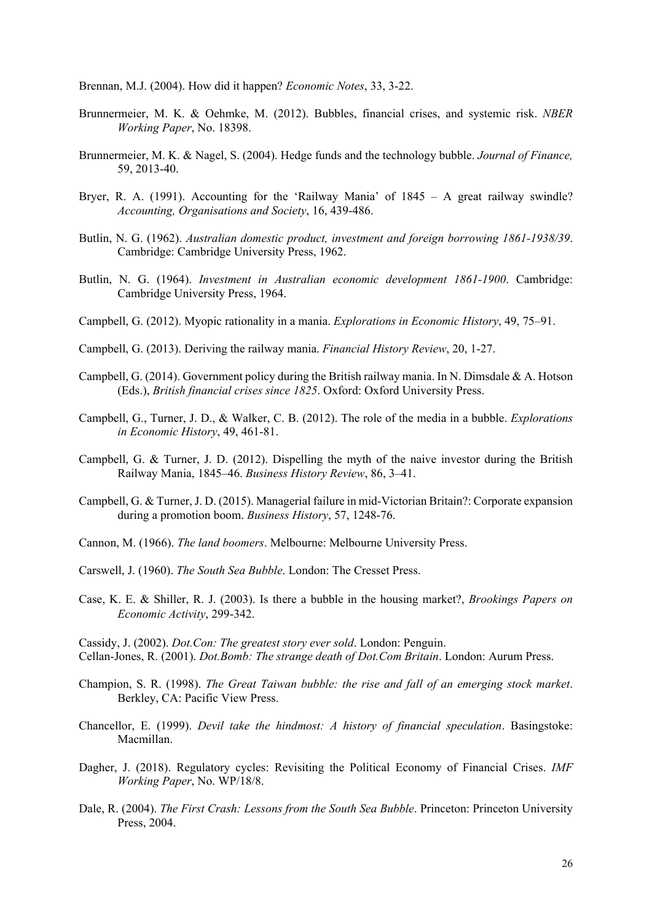Brennan, M.J. (2004). How did it happen? *Economic Notes*, 33, 3-22.

Brunnermeier, M. K. & Oehmke, M. (2012). Bubbles, financial crises, and systemic risk. *NBER Working Paper*, No. 18398.

Brunnermeier, M. K. & Nagel, S. (2004). Hedge funds and the technology bubble. *Journal of Finance,* 59, 2013-40.

Bryer, R. A. (1991). Accounting for the 'Railway Mania' of 1845 – A great railway swindle? *Accounting, Organisations and Society*, 16, 439-486.

Butlin, N. G. (1962). *Australian domestic product, investment and foreign borrowing 1861-1938/39*. Cambridge: Cambridge University Press, 1962.

Butlin, N. G. (1964). *Investment in Australian economic development 1861-1900*. Cambridge: Cambridge University Press, 1964.

Campbell, G. (2012). Myopic rationality in a mania. *Explorations in Economic History*, 49, 75–91.

Campbell, G. (2013). Deriving the railway mania. *Financial History Review*, 20, 1-27.

Campbell, G. (2014). Government policy during the British railway mania. In N. Dimsdale & A. Hotson (Eds.), *British financial crises since 1825*. Oxford: Oxford University Press.

Campbell, G., Turner, J. D., & Walker, C. B. (2012). The role of the media in a bubble. *Explorations in Economic History*, 49, 461-81.

Campbell, G. & Turner, J. D. (2012). Dispelling the myth of the naive investor during the British Railway Mania, 1845–46. *Business History Review*, 86, 3–41.

Campbell, G. & Turner, J. D. (2015). Managerial failure in mid-Victorian Britain?: Corporate expansion during a promotion boom. *Business History*, 57, 1248-76.

Cannon, M. (1966). *The land boomers*. Melbourne: Melbourne University Press.

Carswell, J. (1960). *The South Sea Bubble*. London: The Cresset Press.

Case, K. E. & Shiller, R. J. (2003). Is there a bubble in the housing market?, *Brookings Papers on Economic Activity*, 299-342.

Cassidy, J. (2002). *Dot.Con: The greatest story ever sold*. London: Penguin.

Cellan-Jones, R. (2001). *Dot.Bomb: The strange death of Dot.Com Britain*. London: Aurum Press.

Champion, S. R. (1998). *The Great Taiwan bubble: the rise and fall of an emerging stock market*. Berkley, CA: Pacific View Press.

Chancellor, E. (1999). *Devil take the hindmost: A history of financial speculation*. Basingstoke: Macmillan.

Dagher, J. (2018). Regulatory cycles: Revisiting the Political Economy of Financial Crises. *IMF Working Paper*, No. WP/18/8.

Dale, R. (2004). *The First Crash: Lessons from the South Sea Bubble*. Princeton: Princeton University Press, 2004.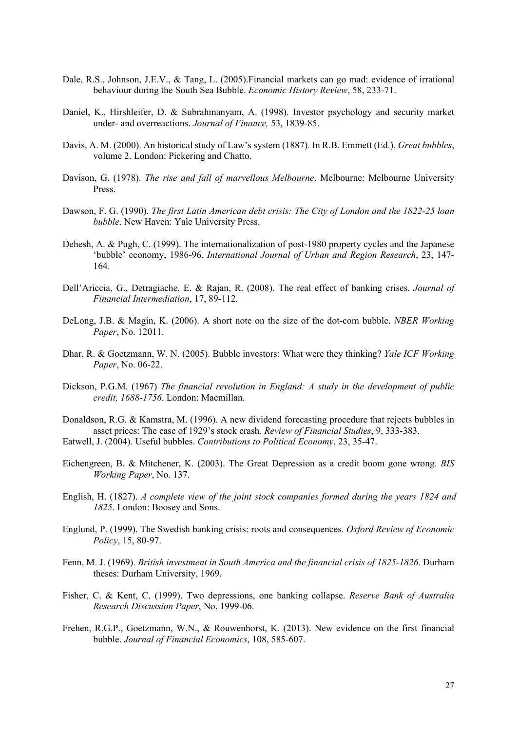Dale, R.S., Johnson, J.E.V., & Tang, L. (2005).Financial markets can go mad: evidence of irrational behaviour during the South Sea Bubble. *Economic History Review*, 58, 233-71.

Daniel, K., Hirshleifer, D. & Subrahmanyam, A. (1998). Investor psychology and security market under- and overreactions. *Journal of Finance,* 53, 1839-85.

Davis, A. M. (2000). An historical study of Law's system (1887). In R.B. Emmett (Ed.), *Great bubbles*, volume 2. London: Pickering and Chatto.

Davison, G. (1978). *The rise and fall of marvellous Melbourne*. Melbourne: Melbourne University Press.

Dawson, F. G. (1990). *The first Latin American debt crisis: The City of London and the 1822-25 loan bubble*. New Haven: Yale University Press.

Dehesh, A. & Pugh, C. (1999). The internationalization of post-1980 property cycles and the Japanese 'bubble' economy, 1986-96. *International Journal of Urban and Region Research*, 23, 147-164.

Dell'Ariccia, G., Detragiache, E. & Rajan, R. (2008). The real effect of banking crises. *Journal of Financial Intermediation*, 17, 89-112.

DeLong, J.B. & Magin, K. (2006). A short note on the size of the dot-com bubble. *NBER Working Paper*, No. 12011.

Dhar, R. & Goetzmann, W. N. (2005). Bubble investors: What were they thinking? *Yale ICF Working Paper*, No. 06-22.

Dickson, P.G.M. (1967) *The financial revolution in England: A study in the development of public credit, 1688-1756*. London: Macmillan.

Donaldson, R.G. & Kamstra, M. (1996). A new dividend forecasting procedure that rejects bubbles in asset prices: The case of 1929's stock crash. *Review of Financial Studies*, 9, 333-383.

Eatwell, J. (2004). Useful bubbles. *Contributions to Political Economy*, 23, 35-47.

Eichengreen, B. & Mitchener, K. (2003). The Great Depression as a credit boom gone wrong. *BIS Working Paper*, No. 137.

English, H. (1827). *A complete view of the joint stock companies formed during the years 1824 and 1825*. London: Boosey and Sons.

Englund, P. (1999). The Swedish banking crisis: roots and consequences. *Oxford Review of Economic Policy*, 15, 80-97.

Fenn, M. J. (1969). *British investment in South America and the financial crisis of 1825-1826*. Durham theses: Durham University, 1969.

Fisher, C. & Kent, C. (1999). Two depressions, one banking collapse. *Reserve Bank of Australia Research Discussion Paper*, No. 1999-06.

Frehen, R.G.P., Goetzmann, W.N., & Rouwenhorst, K. (2013). New evidence on the first financial bubble. *Journal of Financial Economics*, 108, 585-607.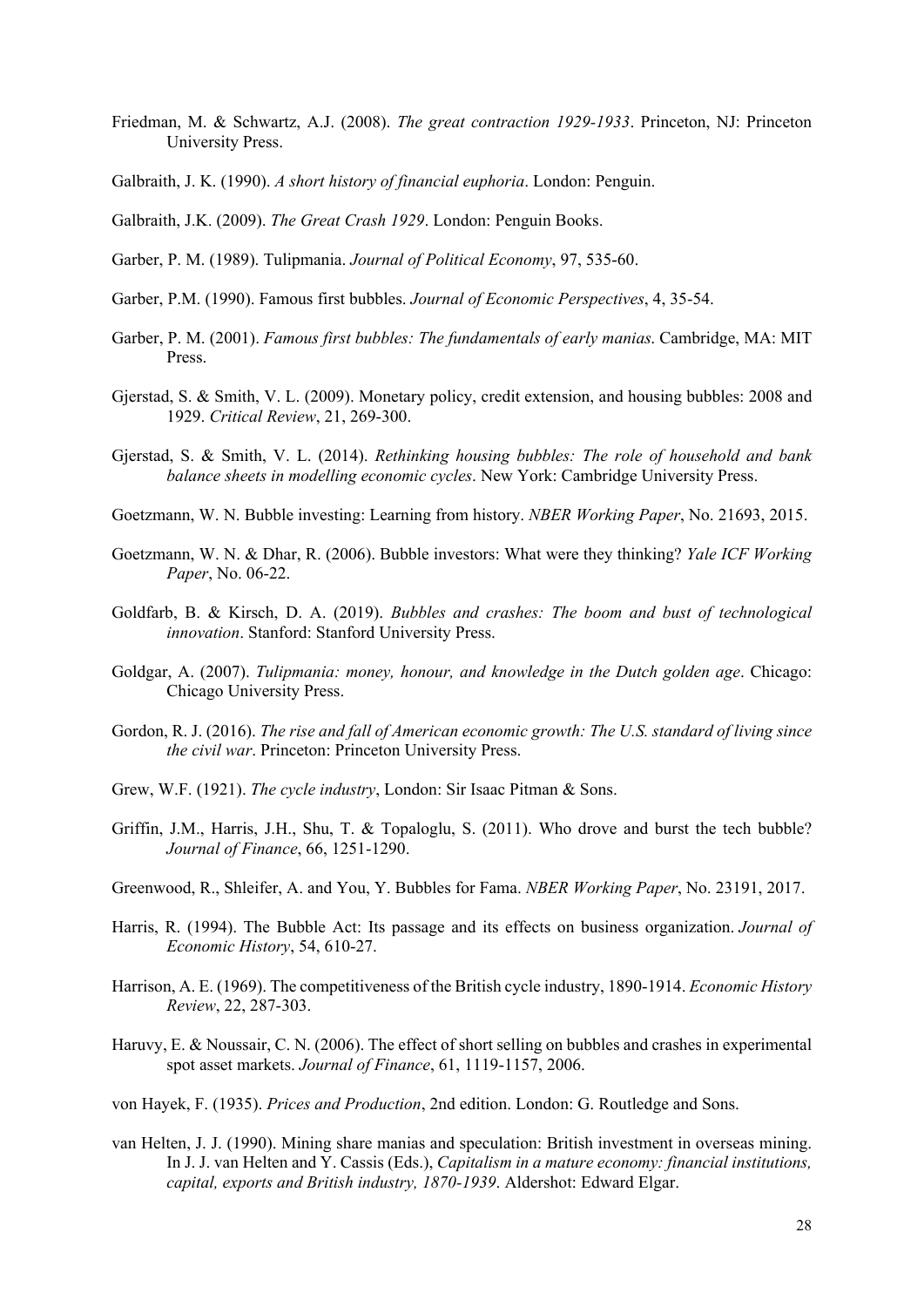Friedman, M. & Schwartz, A.J. (2008). *The great contraction 1929-1933*. Princeton, NJ: Princeton University Press.

Galbraith, J. K. (1990). *A short history of financial euphoria*. London: Penguin.

Galbraith, J.K. (2009). *The Great Crash 1929*. London: Penguin Books.

Garber, P. M. (1989). Tulipmania. *Journal of Political Economy*, 97, 535-60.

Garber, P.M. (1990). Famous first bubbles. *Journal of Economic Perspectives*, 4, 35-54.

Garber, P. M. (2001). *Famous first bubbles: The fundamentals of early manias*. Cambridge, MA: MIT Press.

Gjerstad, S. & Smith, V. L. (2009). Monetary policy, credit extension, and housing bubbles: 2008 and 1929. *Critical Review*, 21, 269-300.

Gjerstad, S. & Smith, V. L. (2014). *Rethinking housing bubbles: The role of household and bank balance sheets in modelling economic cycles*. New York: Cambridge University Press.

Goetzmann, W. N. Bubble investing: Learning from history. *NBER Working Paper*, No. 21693, 2015.

Goetzmann, W. N. & Dhar, R. (2006). Bubble investors: What were they thinking? *Yale ICF Working Paper*, No. 06-22.

Goldfarb, B. & Kirsch, D. A. (2019). *Bubbles and crashes: The boom and bust of technological innovation*. Stanford: Stanford University Press.

Goldgar, A. (2007). *Tulipmania: money, honour, and knowledge in the Dutch golden age*. Chicago: Chicago University Press.

Gordon, R. J. (2016). *The rise and fall of American economic growth: The U.S. standard of living since the civil war*. Princeton: Princeton University Press.

Grew, W.F. (1921). *The cycle industry*, London: Sir Isaac Pitman & Sons.

Griffin, J.M., Harris, J.H., Shu, T. & Topaloglu, S. (2011). Who drove and burst the tech bubble? *Journal of Finance*, 66, 1251-1290.

Greenwood, R., Shleifer, A. and You, Y. Bubbles for Fama. *NBER Working Paper*, No. 23191, 2017.

Harris, R. (1994). The Bubble Act: Its passage and its effects on business organization. *Journal of Economic History*, 54, 610-27.

Harrison, A. E. (1969). The competitiveness of the British cycle industry, 1890-1914. *Economic History Review*, 22, 287-303.

Haruvy, E. & Noussair, C. N. (2006). The effect of short selling on bubbles and crashes in experimental spot asset markets. *Journal of Finance*, 61, 1119-1157, 2006.

von Hayek, F. (1935). *Prices and Production*, 2nd edition. London: G. Routledge and Sons.

van Helten, J. J. (1990). Mining share manias and speculation: British investment in overseas mining. In J. J. van Helten and Y. Cassis (Eds.), *Capitalism in a mature economy: financial institutions, capital, exports and British industry, 1870-1939*. Aldershot: Edward Elgar.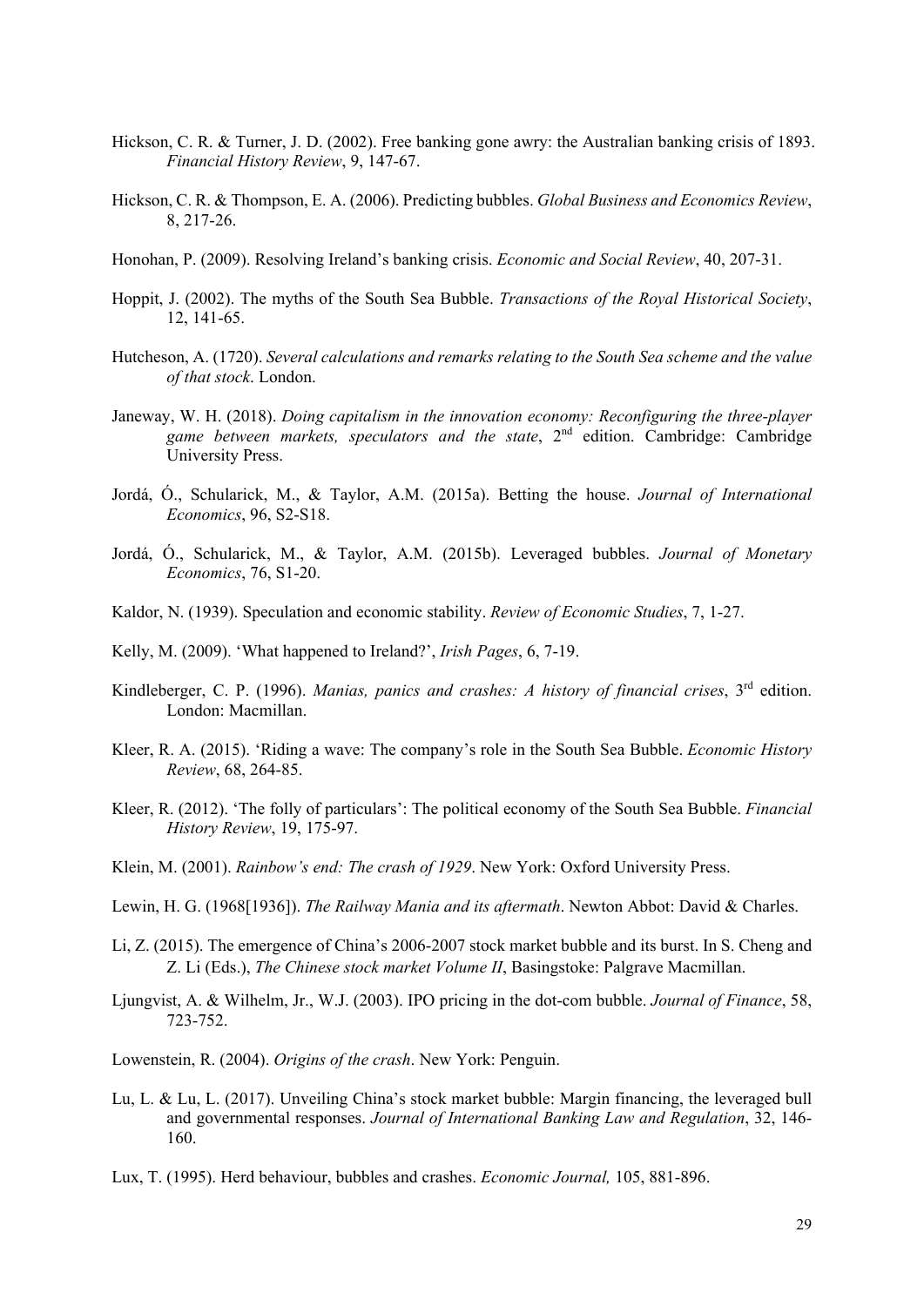Hickson, C. R. & Turner, J. D. (2002). Free banking gone awry: the Australian banking crisis of 1893. *Financial History Review*, 9, 147-67.

Hickson, C. R. & Thompson, E. A. (2006). Predicting bubbles. *Global Business and Economics Review*, 8, 217-26.

Honohan, P. (2009). Resolving Ireland's banking crisis. *Economic and Social Review*, 40, 207-31.

Hoppit, J. (2002). The myths of the South Sea Bubble. *Transactions of the Royal Historical Society*, 12, 141-65.

Hutcheson, A. (1720). *Several calculations and remarks relating to the South Sea scheme and the value of that stock*. London.

Janeway, W. H. (2018). *Doing capitalism in the innovation economy: Reconfiguring the three-player game between markets, speculators and the state*, 2nd edition. Cambridge: Cambridge University Press.

Jordá, Ó., Schularick, M., & Taylor, A.M. (2015a). Betting the house. *Journal of International Economics*, 96, S2-S18.

Jordá, Ó., Schularick, M., & Taylor, A.M. (2015b). Leveraged bubbles. *Journal of Monetary Economics*, 76, S1-20.

Kaldor, N. (1939). Speculation and economic stability. *Review of Economic Studies*, 7, 1-27.

Kelly, M. (2009). 'What happened to Ireland?', *Irish Pages*, 6, 7-19.

Kindleberger, C. P. (1996). *Manias, panics and crashes: A history of financial crises*, 3rd edition. London: Macmillan.

Kleer, R. A. (2015). 'Riding a wave: The company's role in the South Sea Bubble. *Economic History Review*, 68, 264-85.

Kleer, R. (2012). 'The folly of particulars': The political economy of the South Sea Bubble. *Financial History Review*, 19, 175-97.

Klein, M. (2001). *Rainbow's end: The crash of 1929*. New York: Oxford University Press.

Lewin, H. G. (1968[1936]). *The Railway Mania and its aftermath*. Newton Abbot: David & Charles.

Li, Z. (2015). The emergence of China's 2006-2007 stock market bubble and its burst. In S. Cheng and Z. Li (Eds.), *The Chinese stock market Volume II*, Basingstoke: Palgrave Macmillan.

Ljungvist, A. & Wilhelm, Jr., W.J. (2003). IPO pricing in the dot-com bubble. *Journal of Finance*, 58, 723-752.

Lowenstein, R. (2004). *Origins of the crash*. New York: Penguin.

Lu, L. & Lu, L. (2017). Unveiling China's stock market bubble: Margin financing, the leveraged bull and governmental responses. *Journal of International Banking Law and Regulation*, 32, 146-160.

Lux, T. (1995). Herd behaviour, bubbles and crashes. *Economic Journal,* 105, 881-896.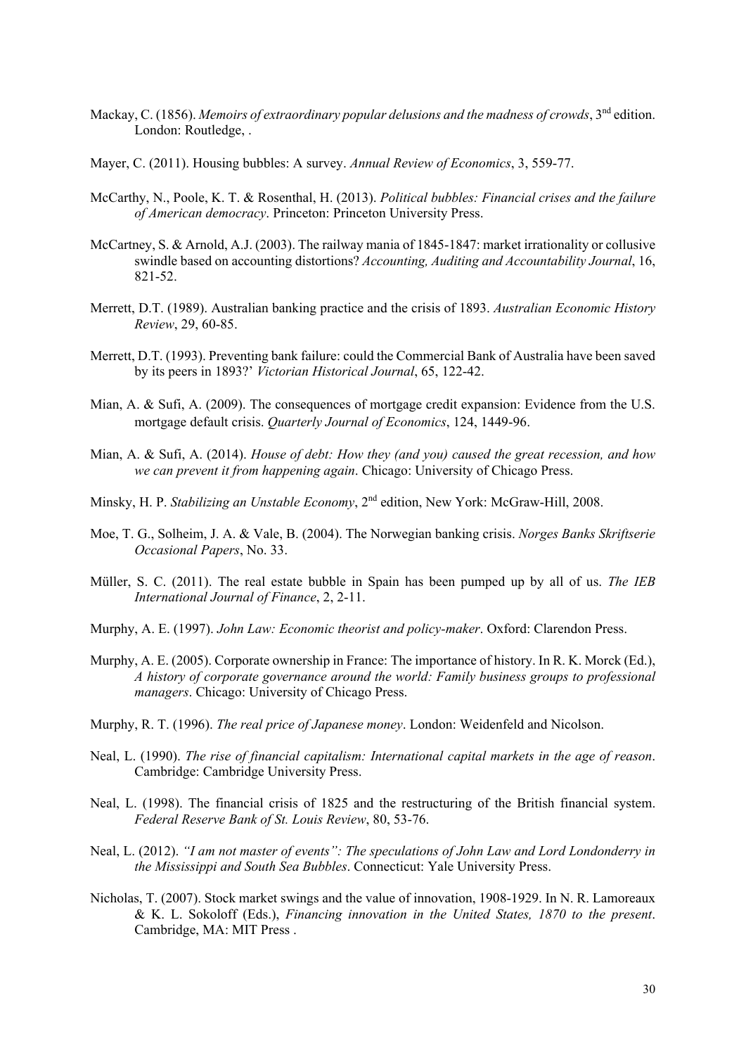Mackay, C. (1856). *Memoirs of extraordinary popular delusions and the madness of crowds*, 3rd edition. London: Routledge, .

Mayer, C. (2011). Housing bubbles: A survey. *Annual Review of Economics*, 3, 559-77.

McCarthy, N., Poole, K. T. & Rosenthal, H. (2013). *Political bubbles: Financial crises and the failure of American democracy*. Princeton: Princeton University Press.

McCartney, S. & Arnold, A.J. (2003). The railway mania of 1845-1847: market irrationality or collusive swindle based on accounting distortions? *Accounting, Auditing and Accountability Journal*, 16, 821-52.

Merrett, D.T. (1989). Australian banking practice and the crisis of 1893. *Australian Economic History Review*, 29, 60-85.

Merrett, D.T. (1993). Preventing bank failure: could the Commercial Bank of Australia have been saved by its peers in 1893?' *Victorian Historical Journal*, 65, 122-42.

Mian, A. & Sufi, A. (2009). The consequences of mortgage credit expansion: Evidence from the U.S. mortgage default crisis. *Quarterly Journal of Economics*, 124, 1449-96.

Mian, A. & Sufi, A. (2014). *House of debt: How they (and you) caused the great recession, and how we can prevent it from happening again*. Chicago: University of Chicago Press.

Minsky, H. P. *Stabilizing an Unstable Economy*, 2nd edition, New York: McGraw-Hill, 2008.

Moe, T. G., Solheim, J. A. & Vale, B. (2004). The Norwegian banking crisis. *Norges Banks Skriftserie Occasional Papers*, No. 33.

Müller, S. C. (2011). The real estate bubble in Spain has been pumped up by all of us. *The IEB International Journal of Finance*, 2, 2-11.

Murphy, A. E. (1997). *John Law: Economic theorist and policy-maker*. Oxford: Clarendon Press.

Murphy, A. E. (2005). Corporate ownership in France: The importance of history. In R. K. Morck (Ed.), *A history of corporate governance around the world: Family business groups to professional managers*. Chicago: University of Chicago Press.

Murphy, R. T. (1996). *The real price of Japanese money*. London: Weidenfeld and Nicolson.

Neal, L. (1990). *The rise of financial capitalism: International capital markets in the age of reason*. Cambridge: Cambridge University Press.

Neal, L. (1998). The financial crisis of 1825 and the restructuring of the British financial system. *Federal Reserve Bank of St. Louis Review*, 80, 53-76.

Neal, L. (2012). *"I am not master of events": The speculations of John Law and Lord Londonderry in the Mississippi and South Sea Bubbles*. Connecticut: Yale University Press.

Nicholas, T. (2007). Stock market swings and the value of innovation, 1908-1929. In N. R. Lamoreaux & K. L. Sokoloff (Eds.), *Financing innovation in the United States, 1870 to the present*. Cambridge, MA: MIT Press .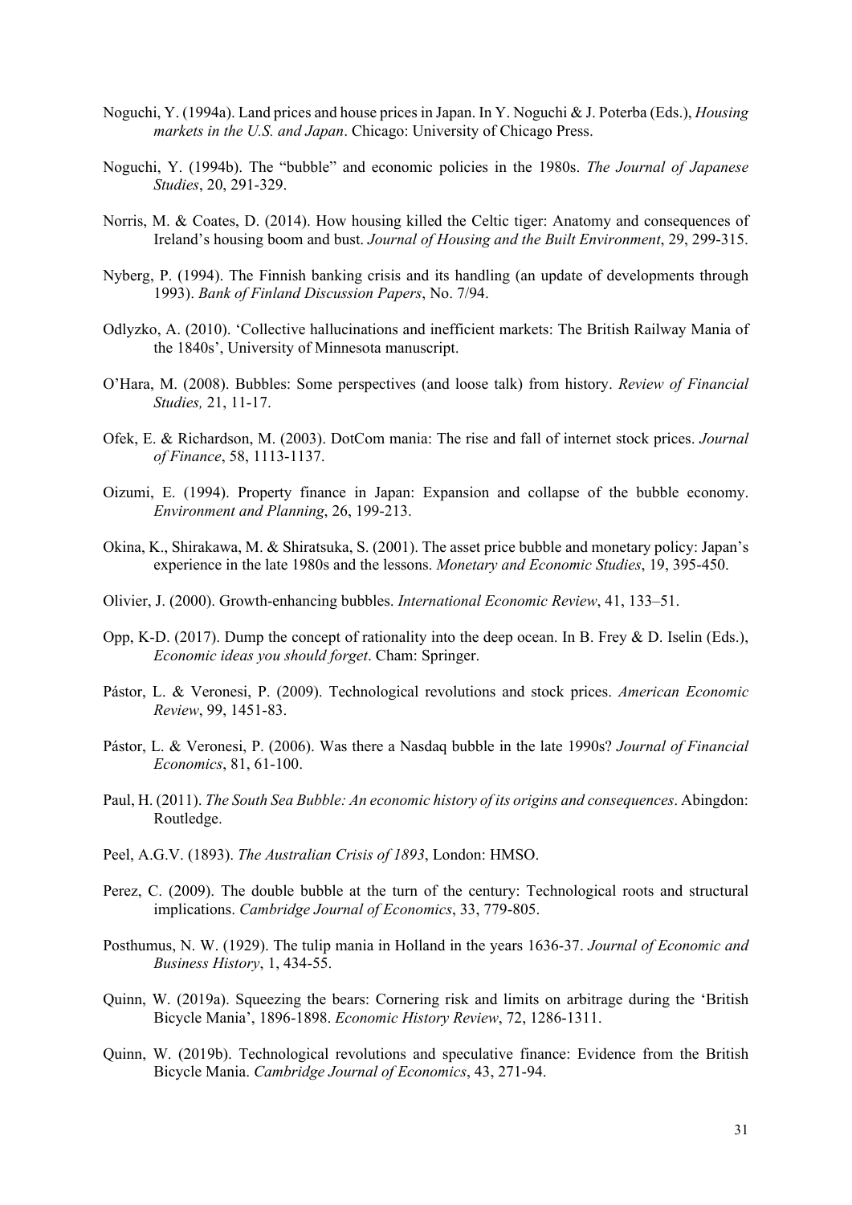Noguchi, Y. (1994a). Land prices and house prices in Japan. In Y. Noguchi & J. Poterba (Eds.), *Housing markets in the U.S. and Japan*. Chicago: University of Chicago Press.

Noguchi, Y. (1994b). The "bubble" and economic policies in the 1980s. *The Journal of Japanese Studies*, 20, 291-329.

Norris, M. & Coates, D. (2014). How housing killed the Celtic tiger: Anatomy and consequences of Ireland's housing boom and bust. *Journal of Housing and the Built Environment*, 29, 299-315.

Nyberg, P. (1994). The Finnish banking crisis and its handling (an update of developments through 1993). *Bank of Finland Discussion Papers*, No. 7/94.

Odlyzko, A. (2010). 'Collective hallucinations and inefficient markets: The British Railway Mania of the 1840s', University of Minnesota manuscript.

O'Hara, M. (2008). Bubbles: Some perspectives (and loose talk) from history. *Review of Financial Studies,* 21, 11-17.

Ofek, E. & Richardson, M. (2003). DotCom mania: The rise and fall of internet stock prices. *Journal of Finance*, 58, 1113-1137.

Oizumi, E. (1994). Property finance in Japan: Expansion and collapse of the bubble economy. *Environment and Planning*, 26, 199-213.

Okina, K., Shirakawa, M. & Shiratsuka, S. (2001). The asset price bubble and monetary policy: Japan's experience in the late 1980s and the lessons. *Monetary and Economic Studies*, 19, 395-450.

Olivier, J. (2000). Growth-enhancing bubbles. *International Economic Review*, 41, 133–51.

Opp, K-D. (2017). Dump the concept of rationality into the deep ocean. In B. Frey & D. Iselin (Eds.), *Economic ideas you should forget*. Cham: Springer.

Pástor, L. & Veronesi, P. (2009). Technological revolutions and stock prices. *American Economic Review*, 99, 1451-83.

Pástor, L. & Veronesi, P. (2006). Was there a Nasdaq bubble in the late 1990s? *Journal of Financial Economics*, 81, 61-100.

Paul, H. (2011). *The South Sea Bubble: An economic history of its origins and consequences*. Abingdon: Routledge.

Peel, A.G.V. (1893). *The Australian Crisis of 1893*, London: HMSO.

Perez, C. (2009). The double bubble at the turn of the century: Technological roots and structural implications. *Cambridge Journal of Economics*, 33, 779-805.

Posthumus, N. W. (1929). The tulip mania in Holland in the years 1636-37. *Journal of Economic and Business History*, 1, 434-55.

Quinn, W. (2019a). Squeezing the bears: Cornering risk and limits on arbitrage during the 'British Bicycle Mania', 1896-1898. *Economic History Review*, 72, 1286-1311.

Quinn, W. (2019b). Technological revolutions and speculative finance: Evidence from the British Bicycle Mania. *Cambridge Journal of Economics*, 43, 271-94.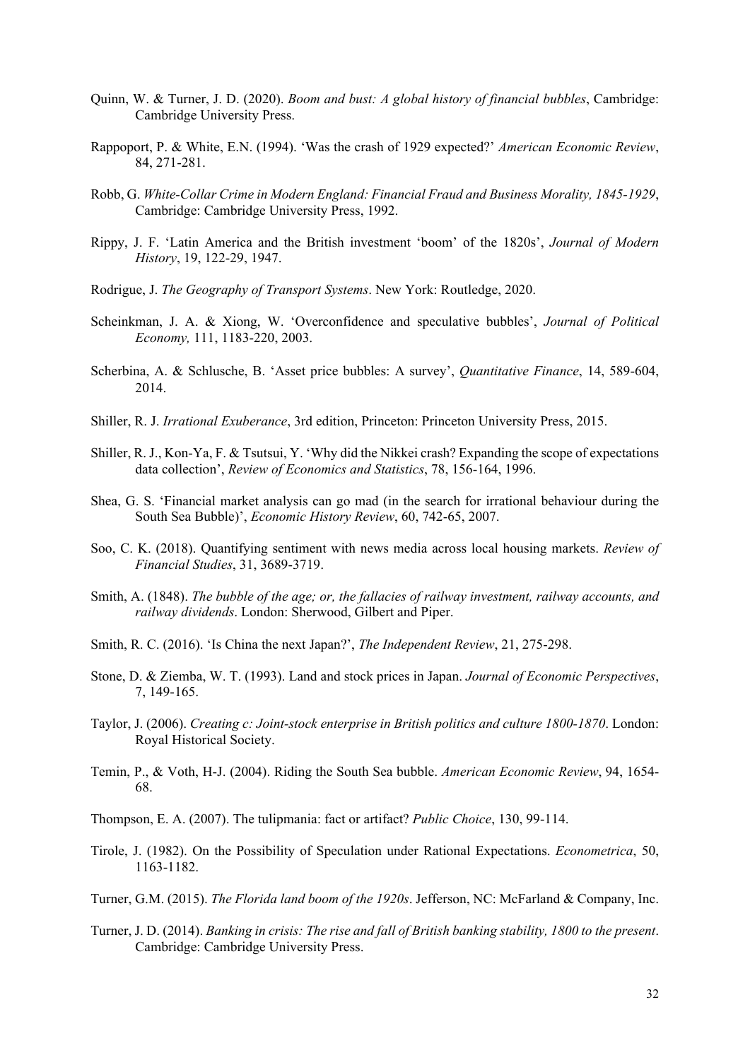Quinn, W. & Turner, J. D. (2020). *Boom and bust: A global history of financial bubbles*, Cambridge: Cambridge University Press.

Rappoport, P. & White, E.N. (1994). 'Was the crash of 1929 expected?' *American Economic Review*, 84, 271-281.

Robb, G. *White-Collar Crime in Modern England: Financial Fraud and Business Morality, 1845-1929*, Cambridge: Cambridge University Press, 1992.

Rippy, J. F. 'Latin America and the British investment 'boom' of the 1820s', *Journal of Modern History*, 19, 122-29, 1947.

Rodrigue, J. *The Geography of Transport Systems*. New York: Routledge, 2020.

Scheinkman, J. A. & Xiong, W. 'Overconfidence and speculative bubbles', *Journal of Political Economy,* 111, 1183-220, 2003.

Scherbina, A. & Schlusche, B. 'Asset price bubbles: A survey', *Quantitative Finance*, 14, 589-604, 2014.

Shiller, R. J. *Irrational Exuberance*, 3rd edition, Princeton: Princeton University Press, 2015.

Shiller, R. J., Kon-Ya, F. & Tsutsui, Y. 'Why did the Nikkei crash? Expanding the scope of expectations data collection', *Review of Economics and Statistics*, 78, 156-164, 1996.

Shea, G. S. 'Financial market analysis can go mad (in the search for irrational behaviour during the South Sea Bubble)', *Economic History Review*, 60, 742-65, 2007.

Soo, C. K. (2018). Quantifying sentiment with news media across local housing markets. *Review of Financial Studies*, 31, 3689-3719.

Smith, A. (1848). *The bubble of the age; or, the fallacies of railway investment, railway accounts, and railway dividends*. London: Sherwood, Gilbert and Piper.

Smith, R. C. (2016). 'Is China the next Japan?', *The Independent Review*, 21, 275-298.

Stone, D. & Ziemba, W. T. (1993). Land and stock prices in Japan. *Journal of Economic Perspectives*, 7, 149-165.

Taylor, J. (2006). *Creating c: Joint-stock enterprise in British politics and culture 1800-1870*. London: Royal Historical Society.

Temin, P., & Voth, H-J. (2004). Riding the South Sea bubble. *American Economic Review*, 94, 1654-68.

Thompson, E. A. (2007). The tulipmania: fact or artifact? *Public Choice*, 130, 99-114.

Tirole, J. (1982). On the Possibility of Speculation under Rational Expectations. *Econometrica*, 50, 1163-1182.

Turner, G.M. (2015). *The Florida land boom of the 1920s*. Jefferson, NC: McFarland & Company, Inc.

Turner, J. D. (2014). *Banking in crisis: The rise and fall of British banking stability, 1800 to the present*. Cambridge: Cambridge University Press.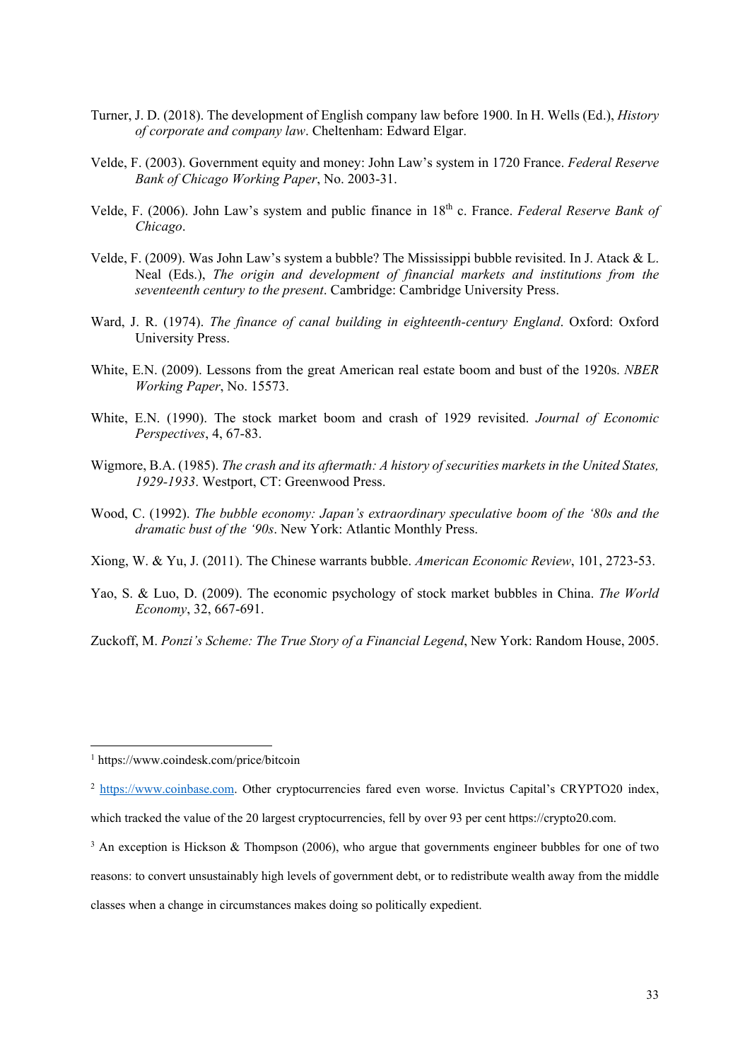Turner, J. D. (2018). The development of English company law before 1900. In H. Wells (Ed.), *History of corporate and company law*. Cheltenham: Edward Elgar.

Velde, F. (2003). Government equity and money: John Law's system in 1720 France. *Federal Reserve Bank of Chicago Working Paper*, No. 2003-31.

Velde, F. (2006). John Law's system and public finance in 18th c. France. *Federal Reserve Bank of Chicago*.

Velde, F. (2009). Was John Law's system a bubble? The Mississippi bubble revisited. In J. Atack & L. Neal (Eds.), *The origin and development of financial markets and institutions from the seventeenth century to the present*. Cambridge: Cambridge University Press.

Ward, J. R. (1974). *The finance of canal building in eighteenth-century England*. Oxford: Oxford University Press.

White, E.N. (2009). Lessons from the great American real estate boom and bust of the 1920s. *NBER Working Paper*, No. 15573.

White, E.N. (1990). The stock market boom and crash of 1929 revisited. *Journal of Economic Perspectives*, 4, 67-83.

Wigmore, B.A. (1985). *The crash and its aftermath: A history of securities markets in the United States, 1929-1933*. Westport, CT: Greenwood Press.

Wood, C. (1992). *The bubble economy: Japan's extraordinary speculative boom of the '80s and the dramatic bust of the '90s*. New York: Atlantic Monthly Press.

Xiong, W. & Yu, J. (2011). The Chinese warrants bubble. *American Economic Review*, 101, 2723-53.

Yao, S. & Luo, D. (2009). The economic psychology of stock market bubbles in China. *The World Economy*, 32, 667-691.

Zuckoff, M. *Ponzi's Scheme: The True Story of a Financial Legend*, New York: Random House, 2005.

---

[1] https://www.coindesk.com/price/bitcoin

[2] https://www.coinbase.com. Other cryptocurrencies fared even worse. Invictus Capital's CRYPTO20 index, which tracked the value of the 20 largest cryptocurrencies, fell by over 93 per cent https://crypto20.com.

[3] An exception is Hickson & Thompson (2006), who argue that governments engineer bubbles for one of two reasons: to convert unsustainably high levels of government debt, or to redistribute wealth away from the middle classes when a change in circumstances makes doing so politically expedient.